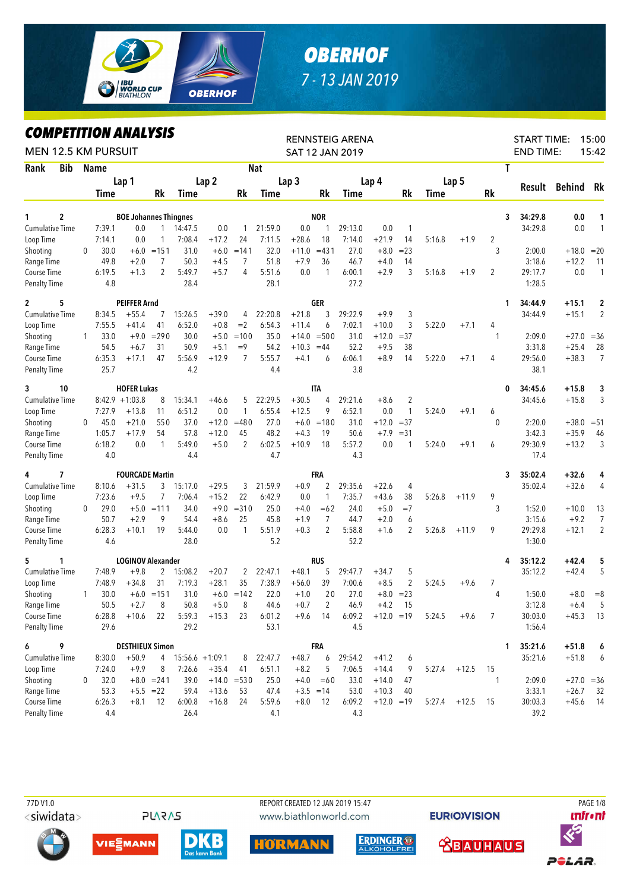# OBERHOF

7 - 13 JAN 2019

## COMPETITION ANALYSIS

MEN 12.5 KM PURSUIT

RENNSTEIG ARENA
SAT 12 JAN 2019

START TIME: 15:00
END TIME: 15:42

| Rank | Bib | Name | | Lap 1 Time | | Rk | Lap 2 Time | | Rk | Lap 3 Time | | Rk | Lap 4 Time | | Rk | Lap 5 Time | | Rk | T | Result | Behind | Rk |
|---|---|---|---|---|---|---|---|---|---|---|---|---|---|---|---|---|---|---|---|---|---|---|
| 1 | 2 | BOE Johannes Thingnes | | | | | | | | NOR | | | | | | | | | 3 | 34:29.8 | 0.0 | 1 |
| | | Cumulative Time | | 7:39.1 | 0.0 | 1 | 14:47.5 | 0.0 | 1 | 21:59.0 | 0.0 | 1 | 29:13.0 | 0.0 | 1 | | | | | 34:29.8 | 0.0 | 1 |
| | | Loop Time | | 7:14.1 | 0.0 | 1 | 7:08.4 | +17.2 | 24 | 7:11.5 | +28.6 | 18 | 7:14.0 | +21.9 | 14 | 5:16.8 | +1.9 | 2 | | | | |
| | | Shooting | 0 | 30.0 | +6.0 | =151 | 31.0 | +6.0 | =141 | 32.0 | +11.0 | =431 | 27.0 | +8.0 | =23 | | | | 3 | 2:00.0 | +18.0 | =20 |
| | | Range Time | | 49.8 | +2.0 | 7 | 50.3 | +4.5 | 7 | 51.8 | +7.9 | 36 | 46.7 | +4.0 | 14 | | | | | 3:18.6 | +12.2 | 11 |
| | | Course Time | | 6:19.5 | +1.3 | 2 | 5:49.7 | +5.7 | 4 | 5:51.6 | 0.0 | 1 | 6:00.1 | +2.9 | 3 | 5:16.8 | +1.9 | 2 | | 29:17.7 | 0.0 | 1 |
| | | Penalty Time | | 4.8 | | | 28.4 | | | 28.1 | | | 27.2 | | | | | | | 1:28.5 | | |
| 2 | 5 | PEIFFER Arnd | | | | | | | | GER | | | | | | | | | 1 | 34:44.9 | +15.1 | 2 |
| | | Cumulative Time | | 8:34.5 | +55.4 | 7 | 15:26.5 | +39.0 | 4 | 22:20.8 | +21.8 | 3 | 29:22.9 | +9.9 | 3 | | | | | 34:44.9 | +15.1 | 2 |
| | | Loop Time | | 7:55.5 | +41.4 | 41 | 6:52.0 | +0.8 | =2 | 6:54.3 | +11.4 | 6 | 7:02.1 | +10.0 | 3 | 5:22.0 | +7.1 | 4 | | | | |
| | | Shooting | 1 | 33.0 | +9.0 | =290 | 30.0 | +5.0 | =100 | 35.0 | +14.0 | =500 | 31.0 | +12.0 | =37 | | | | 1 | 2:09.0 | +27.0 | =36 |
| | | Range Time | | 54.5 | +6.7 | 31 | 50.9 | +5.1 | =9 | 54.2 | +10.3 | =44 | 52.2 | +9.5 | 38 | | | | | 3:31.8 | +25.4 | 28 |
| | | Course Time | | 6:35.3 | +17.1 | 47 | 5:56.9 | +12.9 | 7 | 5:55.7 | +4.1 | 6 | 6:06.1 | +8.9 | 14 | 5:22.0 | +7.1 | 4 | | 29:56.0 | +38.3 | 7 |
| | | Penalty Time | | 25.7 | | | 4.2 | | | 4.4 | | | 3.8 | | | | | | | 38.1 | | |
| 3 | 10 | HOFER Lukas | | | | | | | | ITA | | | | | | | | | 0 | 34:45.6 | +15.8 | 3 |
| | | Cumulative Time | | 8:42.9 | +1:03.8 | 8 | 15:34.1 | +46.6 | 5 | 22:29.5 | +30.5 | 4 | 29:21.6 | +8.6 | 2 | | | | | 34:45.6 | +15.8 | 3 |
| | | Loop Time | | 7:27.9 | +13.8 | 11 | 6:51.2 | 0.0 | 1 | 6:55.4 | +12.5 | 9 | 6:52.1 | 0.0 | 1 | 5:24.0 | +9.1 | 6 | | | | |
| | | Shooting | 0 | 45.0 | +21.0 | 550 | 37.0 | +12.0 | =480 | 27.0 | +6.0 | =180 | 31.0 | +12.0 | =37 | | | | 0 | 2:20.0 | +38.0 | =51 |
| | | Range Time | | 1:05.7 | +17.9 | 54 | 57.8 | +12.0 | 45 | 48.2 | +4.3 | 19 | 50.6 | +7.9 | =31 | | | | | 3:42.3 | +35.9 | 46 |
| | | Course Time | | 6:18.2 | 0.0 | 1 | 5:49.0 | +5.0 | 2 | 6:02.5 | +10.9 | 18 | 5:57.2 | 0.0 | 1 | 5:24.0 | +9.1 | 6 | | 29:30.9 | +13.2 | 3 |
| | | Penalty Time | | 4.0 | | | 4.4 | | | 4.7 | | | 4.3 | | | | | | | 17.4 | | |
| 4 | 7 | FOURCADE Martin | | | | | | | | FRA | | | | | | | | | 3 | 35:02.4 | +32.6 | 4 |
| | | Cumulative Time | | 8:10.6 | +31.5 | 3 | 15:17.0 | +29.5 | 3 | 21:59.9 | +0.9 | 2 | 29:35.6 | +22.6 | 4 | | | | | 35:02.4 | +32.6 | 4 |
| | | Loop Time | | 7:23.6 | +9.5 | 7 | 7:06.4 | +15.2 | 22 | 6:42.9 | 0.0 | 1 | 7:35.7 | +43.6 | 38 | 5:26.8 | +11.9 | 9 | | | | |
| | | Shooting | 0 | 29.0 | +5.0 | =111 | 34.0 | +9.0 | =310 | 25.0 | +4.0 | =62 | 24.0 | +5.0 | =7 | | | | 3 | 1:52.0 | +10.0 | 13 |
| | | Range Time | | 50.7 | +2.9 | 9 | 54.4 | +8.6 | 25 | 45.8 | +1.9 | 7 | 44.7 | +2.0 | 6 | | | | | 3:15.6 | +9.2 | 7 |
| | | Course Time | | 6:28.3 | +10.1 | 19 | 5:44.0 | 0.0 | 1 | 5:51.9 | +0.3 | 2 | 5:58.8 | +1.6 | 2 | 5:26.8 | +11.9 | 9 | | 29:29.8 | +12.1 | 2 |
| | | Penalty Time | | 4.6 | | | 28.0 | | | 5.2 | | | 52.2 | | | | | | | 1:30.0 | | |
| 5 | 1 | LOGINOV Alexander | | | | | | | | RUS | | | | | | | | | 4 | 35:12.2 | +42.4 | 5 |
| | | Cumulative Time | | 7:48.9 | +9.8 | 2 | 15:08.2 | +20.7 | 2 | 22:47.1 | +48.1 | 5 | 29:47.7 | +34.7 | 5 | | | | | 35:12.2 | +42.4 | 5 |
| | | Loop Time | | 7:48.9 | +34.8 | 31 | 7:19.3 | +28.1 | 35 | 7:38.9 | +56.0 | 39 | 7:00.6 | +8.5 | 2 | 5:24.5 | +9.6 | 7 | | | | |
| | | Shooting | 1 | 30.0 | +6.0 | =151 | 31.0 | +6.0 | =142 | 22.0 | +1.0 | 20 | 27.0 | +8.0 | =23 | | | | 4 | 1:50.0 | +8.0 | =8 |
| | | Range Time | | 50.5 | +2.7 | 8 | 50.8 | +5.0 | 8 | 44.6 | +0.7 | 2 | 46.9 | +4.2 | 15 | | | | | 3:12.8 | +6.4 | 5 |
| | | Course Time | | 6:28.8 | +10.6 | 22 | 5:59.3 | +15.3 | 23 | 6:01.2 | +9.6 | 14 | 6:09.2 | +12.0 | =19 | 5:24.5 | +9.6 | 7 | | 30:03.0 | +45.3 | 13 |
| | | Penalty Time | | 29.6 | | | 29.2 | | | 53.1 | | | 4.5 | | | | | | | 1:56.4 | | |
| 6 | 9 | DESTHIEUX Simon | | | | | | | | FRA | | | | | | | | | 1 | 35:21.6 | +51.8 | 6 |
| | | Cumulative Time | | 8:30.0 | +50.9 | 4 | 15:56.6 | +1:09.1 | 8 | 22:47.7 | +48.7 | 6 | 29:54.2 | +41.2 | 6 | | | | | 35:21.6 | +51.8 | 6 |
| | | Loop Time | | 7:24.0 | +9.9 | 8 | 7:26.6 | +35.4 | 41 | 6:51.1 | +8.2 | 5 | 7:06.5 | +14.4 | 9 | 5:27.4 | +12.5 | 15 | | | | |
| | | Shooting | 0 | 32.0 | +8.0 | =241 | 39.0 | +14.0 | =530 | 25.0 | +4.0 | =60 | 33.0 | +14.0 | 47 | | | | 1 | 2:09.0 | +27.0 | =36 |
| | | Range Time | | 53.3 | +5.5 | =22 | 59.4 | +13.6 | 53 | 47.4 | +3.5 | =14 | 53.0 | +10.3 | 40 | | | | | 3:33.1 | +26.7 | 32 |
| | | Course Time | | 6:26.3 | +8.1 | 12 | 6:00.8 | +16.8 | 24 | 5:59.6 | +8.0 | 12 | 6:09.2 | +12.0 | =19 | 5:27.4 | +12.5 | 15 | | 30:03.3 | +45.6 | 14 |
| | | Penalty Time | | 4.4 | | | 26.4 | | | 4.1 | | | 4.3 | | | | | | | 39.2 | | |

77D V1.0 REPORT CREATED 12 JAN 2019 15:47 www.biathlonworld.com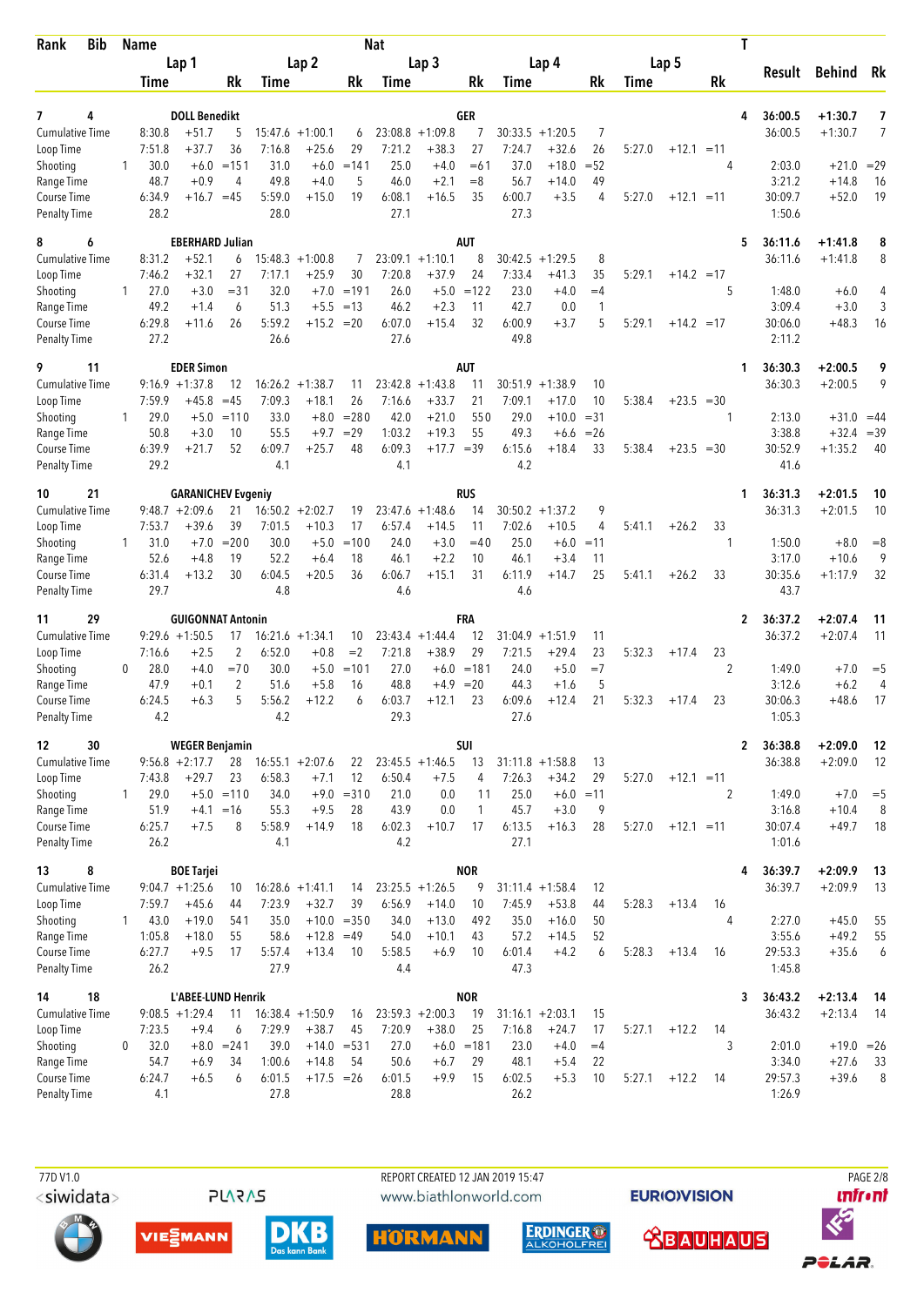| Rank | Bib | Name | | | | | | Nat | | | | | | | | | T | | | |
|---|---|---|---|---|---|---|---|---|---|---|---|---|---|---|---|---|---|---|---|---|
| | | Lap 1 | | | Lap 2 | | | Lap 3 | | | Lap 4 | | | Lap 5 | | | | Result | Behind | Rk |
| | | Time | | Rk | Time | | Rk | Time | | Rk | Time | | Rk | Time | | Rk | | | | |
| 7 | 4 | DOLL Benedikt | | | | | | GER | | | | | | | | | 4 | 36:00.5 | +1:30.7 | 7 |
| Cumulative Time | | 8:30.8 | +51.7 | 5 | 15:47.6 | +1:00.1 | 6 | 23:08.8 | +1:09.8 | 7 | 30:33.5 | +1:20.5 | 7 | | | | | 36:00.5 | +1:30.7 | 7 |
| Loop Time | | 7:51.8 | +37.7 | 36 | 7:16.8 | +25.6 | 29 | 7:21.2 | +38.3 | 27 | 7:24.7 | +32.6 | 26 | 5:27.0 | +12.1 | =11 | | | | |
| Shooting | 1 | 30.0 | +6.0 | =15 | 1 31.0 | +6.0 | =14 | 1 25.0 | +4.0 | =6 | 1 37.0 | +18.0 | =52 | | | | 4 | 2:03.0 | +21.0 | =29 |
| Range Time | | 48.7 | +0.9 | 4 | 49.8 | +4.0 | 5 | 46.0 | +2.1 | =8 | 56.7 | +14.0 | 49 | | | | | 3:21.2 | +14.8 | 16 |
| Course Time | | 6:34.9 | +16.7 | =45 | 5:59.0 | +15.0 | 19 | 6:08.1 | +16.5 | 35 | 6:00.7 | +3.5 | 4 | 5:27.0 | +12.1 | =11 | | 30:09.7 | +52.0 | 19 |
| Penalty Time | | 28.2 | | | 28.0 | | | 27.1 | | | 27.3 | | | | | | | 1:50.6 | | |
| 8 | 6 | EBERHARD Julian | | | | | | AUT | | | | | | | | | 5 | 36:11.6 | +1:41.8 | 8 |
| Cumulative Time | | 8:31.2 | +52.1 | 6 | 15:48.3 | +1:00.8 | 7 | 23:09.1 | +1:10.1 | 8 | 30:42.5 | +1:29.5 | 8 | | | | | 36:11.6 | +1:41.8 | 8 |
| Loop Time | | 7:46.2 | +32.1 | 27 | 7:17.1 | +25.9 | 30 | 7:20.8 | +37.9 | 24 | 7:33.4 | +41.3 | 35 | 5:29.1 | +14.2 | =17 | | | | |
| Shooting | 1 | 27.0 | +3.0 | =3 | 1 32.0 | +7.0 | =19 | 1 26.0 | +5.0 | =12 | 2 23.0 | +4.0 | =4 | | | | 5 | 1:48.0 | +6.0 | 4 |
| Range Time | | 49.2 | +1.4 | 6 | 51.3 | +5.5 | =13 | 46.2 | +2.3 | 11 | 42.7 | 0.0 | 1 | | | | | 3:09.4 | +3.0 | 3 |
| Course Time | | 6:29.8 | +11.6 | 26 | 5:59.2 | +15.2 | =20 | 6:07.0 | +15.4 | 32 | 6:00.9 | +3.7 | 5 | 5:29.1 | +14.2 | =17 | | 30:06.0 | +48.3 | 16 |
| Penalty Time | | 27.2 | | | 26.6 | | | 27.6 | | | 49.8 | | | | | | | 2:11.2 | | |
| 9 | 11 | EDER Simon | | | | | | AUT | | | | | | | | | 1 | 36:30.3 | +2:00.5 | 9 |
| Cumulative Time | | 9:16.9 | +1:37.8 | 12 | 16:26.2 | +1:38.7 | 11 | 23:42.8 | +1:43.8 | 11 | 30:51.9 | +1:38.9 | 10 | | | | | 36:30.3 | +2:00.5 | 9 |
| Loop Time | | 7:59.9 | +45.8 | =45 | 7:09.3 | +18.1 | 26 | 7:16.6 | +33.7 | 21 | 7:09.1 | +17.0 | 10 | 5:38.4 | +23.5 | =30 | | | | |
| Shooting | 1 | 29.0 | +5.0 | =11 | 0 33.0 | +8.0 | =28 | 0 42.0 | +21.0 | 55 | 0 29.0 | +10.0 | =31 | | | | 1 | 2:13.0 | +31.0 | =44 |
| Range Time | | 50.8 | +3.0 | 10 | 55.5 | +9.7 | =29 | 1:03.2 | +19.3 | 55 | 49.3 | +6.6 | =26 | | | | | 3:38.8 | +32.4 | =39 |
| Course Time | | 6:39.9 | +21.7 | 52 | 6:09.7 | +25.7 | 48 | 6:09.3 | +17.7 | =39 | 6:15.6 | +18.4 | 33 | 5:38.4 | +23.5 | =30 | | 30:52.9 | +1:35.2 | 40 |
| Penalty Time | | 29.2 | | | 4.1 | | | 4.1 | | | 4.2 | | | | | | | 41.6 | | |
| 10 | 21 | GARANICHEV Evgeniy | | | | | | RUS | | | | | | | | | 1 | 36:31.3 | +2:01.5 | 10 |
| Cumulative Time | | 9:48.7 | +2:09.6 | 21 | 16:50.2 | +2:02.7 | 19 | 23:47.6 | +1:48.6 | 14 | 30:50.2 | +1:37.2 | 9 | | | | | 36:31.3 | +2:01.5 | 10 |
| Loop Time | | 7:53.7 | +39.6 | 39 | 7:01.5 | +10.3 | 17 | 6:57.4 | +14.5 | 11 | 7:02.6 | +10.5 | 4 | 5:41.1 | +26.2 | 33 | | | | |
| Shooting | 1 | 31.0 | +7.0 | =20 | 0 30.0 | +5.0 | =10 | 0 24.0 | +3.0 | =4 | 0 25.0 | +6.0 | =11 | | | | 1 | 1:50.0 | +8.0 | =8 |
| Range Time | | 52.6 | +4.8 | 19 | 52.2 | +6.4 | 18 | 46.1 | +2.2 | 10 | 46.1 | +3.4 | 11 | | | | | 3:17.0 | +10.6 | 9 |
| Course Time | | 6:31.4 | +13.2 | 30 | 6:04.5 | +20.5 | 36 | 6:06.7 | +15.1 | 31 | 6:11.9 | +14.7 | 25 | 5:41.1 | +26.2 | 33 | | 30:35.6 | +1:17.9 | 32 |
| Penalty Time | | 29.7 | | | 4.8 | | | 4.6 | | | 4.6 | | | | | | | 43.7 | | |
| 11 | 29 | GUIGONNAT Antonin | | | | | | FRA | | | | | | | | | 2 | 36:37.2 | +2:07.4 | 11 |
| Cumulative Time | | 9:29.6 | +1:50.5 | 17 | 16:21.6 | +1:34.1 | 10 | 23:43.4 | +1:44.4 | 12 | 31:04.9 | +1:51.9 | 11 | | | | | 36:37.2 | +2:07.4 | 11 |
| Loop Time | | 7:16.6 | +2.5 | 2 | 6:52.0 | +0.8 | =2 | 7:21.8 | +38.9 | 29 | 7:21.5 | +29.4 | 23 | 5:32.3 | +17.4 | 23 | | | | |
| Shooting | 0 | 28.0 | +4.0 | =7 | 0 30.0 | +5.0 | =10 | 1 27.0 | +6.0 | =18 | 1 24.0 | +5.0 | =7 | | | | 2 | 1:49.0 | +7.0 | =5 |
| Range Time | | 47.9 | +0.1 | 2 | 51.6 | +5.8 | 16 | 48.8 | +4.9 | =20 | 44.3 | +1.6 | 5 | | | | | 3:12.6 | +6.2 | 4 |
| Course Time | | 6:24.5 | +6.3 | 5 | 5:56.2 | +12.2 | 6 | 6:03.7 | +12.1 | 23 | 6:09.6 | +12.4 | 21 | 5:32.3 | +17.4 | 23 | | 30:06.3 | +48.6 | 17 |
| Penalty Time | | 4.2 | | | 4.2 | | | 29.3 | | | 27.6 | | | | | | | 1:05.3 | | |
| 12 | 30 | WEGER Benjamin | | | | | | SUI | | | | | | | | | 2 | 36:38.8 | +2:09.0 | 12 |
| Cumulative Time | | 9:56.8 | +2:17.7 | 28 | 16:55.1 | +2:07.6 | 22 | 23:45.5 | +1:46.5 | 13 | 31:11.8 | +1:58.8 | 13 | | | | | 36:38.8 | +2:09.0 | 12 |
| Loop Time | | 7:43.8 | +29.7 | 23 | 6:58.3 | +7.1 | 12 | 6:50.4 | +7.5 | 4 | 7:26.3 | +34.2 | 29 | 5:27.0 | +12.1 | =11 | | | | |
| Shooting | 1 | 29.0 | +5.0 | =11 | 0 34.0 | +9.0 | =31 | 0 21.0 | 0.0 | 1 | 1 25.0 | +6.0 | =11 | | | | 2 | 1:49.0 | +7.0 | =5 |
| Range Time | | 51.9 | +4.1 | =16 | 55.3 | +9.5 | 28 | 43.9 | 0.0 | 1 | 45.7 | +3.0 | 9 | | | | | 3:16.8 | +10.4 | 8 |
| Course Time | | 6:25.7 | +7.5 | 8 | 5:58.9 | +14.9 | 18 | 6:02.3 | +10.7 | 17 | 6:13.5 | +16.3 | 28 | 5:27.0 | +12.1 | =11 | | 30:07.4 | +49.7 | 18 |
| Penalty Time | | 26.2 | | | 4.1 | | | 4.2 | | | 27.1 | | | | | | | 1:01.6 | | |
| 13 | 8 | BOE Tarjei | | | | | | NOR | | | | | | | | | 4 | 36:39.7 | +2:09.9 | 13 |
| Cumulative Time | | 9:04.7 | +1:25.6 | 10 | 16:28.6 | +1:41.1 | 14 | 23:25.5 | +1:26.5 | 9 | 31:11.4 | +1:58.4 | 12 | | | | | 36:39.7 | +2:09.9 | 13 |
| Loop Time | | 7:59.7 | +45.6 | 44 | 7:23.9 | +32.7 | 39 | 6:56.9 | +14.0 | 10 | 7:45.9 | +53.8 | 44 | 5:28.3 | +13.4 | 16 | | | | |
| Shooting | 1 | 43.0 | +19.0 | 54 | 1 35.0 | +10.0 | =35 | 0 34.0 | +13.0 | 49 | 2 35.0 | +16.0 | 50 | | | | 4 | 2:27.0 | +45.0 | 55 |
| Range Time | | 1:05.8 | +18.0 | 55 | 58.6 | +12.8 | =49 | 54.0 | +10.1 | 43 | 57.2 | +14.5 | 52 | | | | | 3:55.6 | +49.2 | 55 |
| Course Time | | 6:27.7 | +9.5 | 17 | 5:57.4 | +13.4 | 10 | 5:58.5 | +6.9 | 10 | 6:01.4 | +4.2 | 6 | 5:28.3 | +13.4 | 16 | | 29:53.3 | +35.6 | 6 |
| Penalty Time | | 26.2 | | | 27.9 | | | 4.4 | | | 47.3 | | | | | | | 1:45.8 | | |
| 14 | 18 | L'ABEE-LUND Henrik | | | | | | NOR | | | | | | | | | 3 | 36:43.2 | +2:13.4 | 14 |
| Cumulative Time | | 9:08.5 | +1:29.4 | 11 | 16:38.4 | +1:50.9 | 16 | 23:59.3 | +2:00.3 | 19 | 31:16.1 | +2:03.1 | 15 | | | | | 36:43.2 | +2:13.4 | 14 |
| Loop Time | | 7:23.5 | +9.4 | 6 | 7:29.9 | +38.7 | 45 | 7:20.9 | +38.0 | 25 | 7:16.8 | +24.7 | 17 | 5:27.1 | +12.2 | 14 | | | | |
| Shooting | 0 | 32.0 | +8.0 | =24 | 1 39.0 | +14.0 | =53 | 1 27.0 | +6.0 | =18 | 1 23.0 | +4.0 | =4 | | | | 3 | 2:01.0 | +19.0 | =26 |
| Range Time | | 54.7 | +6.9 | 34 | 1:00.6 | +14.8 | 54 | 50.6 | +6.7 | 29 | 48.1 | +5.4 | 22 | | | | | 3:34.0 | +27.6 | 33 |
| Course Time | | 6:24.7 | +6.5 | 6 | 6:01.5 | +17.5 | =26 | 6:01.5 | +9.9 | 15 | 6:02.5 | +5.3 | 10 | 5:27.1 | +12.2 | 14 | | 29:57.3 | +39.6 | 8 |
| Penalty Time | | 4.1 | | | 27.8 | | | 28.8 | | | 26.2 | | | | | | | 1:26.9 | | |

77D V1.0 · REPORT CREATED 12 JAN 2019 15:47 · www.biathlonworld.com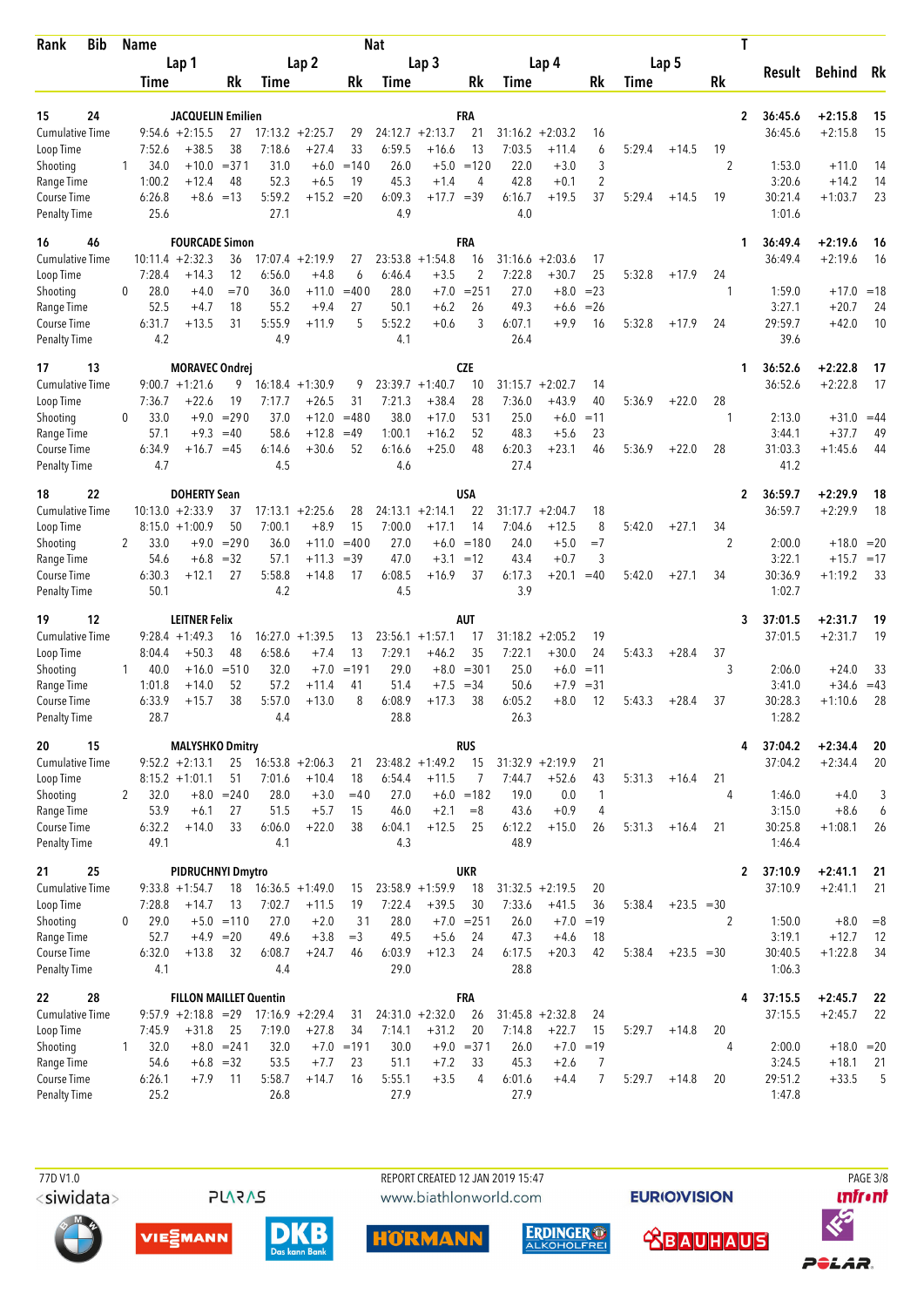| Rank | Bib | Name | | | | | | Nat | | | | | | | | T | Result | Behind | Rk |
|---|---|---|---|---|---|---|---|---|---|---|---|---|---|---|---|---|---|---|---|
| | | Lap 1 | | | Lap 2 | | | Lap 3 | | | Lap 4 | | | Lap 5 | | | | | |
| | | Time | | Rk | Time | | Rk | Time | | Rk | Time | | Rk | Time | | Rk | | | |
| 15 | 24 | JACQUELIN Emilien | | | | | | FRA | | | | | | | | 2 | 36:45.6 | +2:15.8 | 15 |
| Cumulative Time | | 9:54.6 | +2:15.5 | 27 | 17:13.2 | +2:25.7 | 29 | 24:12.7 | +2:13.7 | 21 | 31:16.2 | +2:03.2 | 16 | | | | 36:45.6 | +2:15.8 | 15 |
| Loop Time | | 7:52.6 | +38.5 | 38 | 7:18.6 | +27.4 | 33 | 6:59.5 | +16.6 | 13 | 7:03.5 | +11.4 | 6 | 5:29.4 | +14.5 | 19 | | | |
| Shooting | 1 | 34.0 | +10.0 | =37 1 | 31.0 | +6.0 | =14 0 | 26.0 | +5.0 | =12 0 | 22.0 | +3.0 | 3 | | | 2 | 1:53.0 | +11.0 | 14 |
| Range Time | | 1:00.2 | +12.4 | 48 | 52.3 | +6.5 | 19 | 45.3 | +1.4 | 4 | 42.8 | +0.1 | 2 | | | | 3:20.6 | +14.2 | 14 |
| Course Time | | 6:26.8 | +8.6 | =13 | 5:59.2 | +15.2 | =20 | 6:09.3 | +17.7 | =39 | 6:16.7 | +19.5 | 37 | 5:29.4 | +14.5 | 19 | 30:21.4 | +1:03.7 | 23 |
| Penalty Time | | 25.6 | | | 27.1 | | | 4.9 | | | 4.0 | | | | | | 1:01.6 | | |
| 16 | 46 | FOURCADE Simon | | | | | | FRA | | | | | | | | 1 | 36:49.4 | +2:19.6 | 16 |
| Cumulative Time | | 10:11.4 | +2:32.3 | 36 | 17:07.4 | +2:19.9 | 27 | 23:53.8 | +1:54.8 | 16 | 31:16.6 | +2:03.6 | 17 | | | | 36:49.4 | +2:19.6 | 16 |
| Loop Time | | 7:28.4 | +14.3 | 12 | 6:56.0 | +4.8 | 6 | 6:46.4 | +3.5 | 2 | 7:22.8 | +30.7 | 25 | 5:32.8 | +17.9 | 24 | | | |
| Shooting | 0 | 28.0 | +4.0 | =7 0 | 36.0 | +11.0 | =40 0 | 28.0 | +7.0 | =25 1 | 27.0 | +8.0 | =23 | | | 1 | 1:59.0 | +17.0 | =18 |
| Range Time | | 52.5 | +4.7 | 18 | 55.2 | +9.4 | 27 | 50.1 | +6.2 | 26 | 49.3 | +6.6 | =26 | | | | 3:27.1 | +20.7 | 24 |
| Course Time | | 6:31.7 | +13.5 | 31 | 5:55.9 | +11.9 | 5 | 5:52.2 | +0.6 | 3 | 6:07.1 | +9.9 | 16 | 5:32.8 | +17.9 | 24 | 29:59.7 | +42.0 | 10 |
| Penalty Time | | 4.2 | | | 4.9 | | | 4.1 | | | 26.4 | | | | | | 39.6 | | |
| 17 | 13 | MORAVEC Ondrej | | | | | | CZE | | | | | | | | 1 | 36:52.6 | +2:22.8 | 17 |
| Cumulative Time | | 9:00.7 | +1:21.6 | 9 | 16:18.4 | +1:30.9 | 9 | 23:39.7 | +1:40.7 | 10 | 31:15.7 | +2:02.7 | 14 | | | | 36:52.6 | +2:22.8 | 17 |
| Loop Time | | 7:36.7 | +22.6 | 19 | 7:17.7 | +26.5 | 31 | 7:21.3 | +38.4 | 28 | 7:36.0 | +43.9 | 40 | 5:36.9 | +22.0 | 28 | | | |
| Shooting | 0 | 33.0 | +9.0 | =29 0 | 37.0 | +12.0 | =48 0 | 38.0 | +17.0 | 53 1 | 25.0 | +6.0 | =11 | | | 1 | 2:13.0 | +31.0 | =44 |
| Range Time | | 57.1 | +9.3 | =40 | 58.6 | +12.8 | =49 | 1:00.1 | +16.2 | 52 | 48.3 | +5.6 | 23 | | | | 3:44.1 | +37.7 | 49 |
| Course Time | | 6:34.9 | +16.7 | =45 | 6:14.6 | +30.6 | 52 | 6:16.6 | +25.0 | 48 | 6:20.3 | +23.1 | 46 | 5:36.9 | +22.0 | 28 | 31:03.3 | +1:45.6 | 44 |
| Penalty Time | | 4.7 | | | 4.5 | | | 4.6 | | | 27.4 | | | | | | 41.2 | | |
| 18 | 22 | DOHERTY Sean | | | | | | USA | | | | | | | | 2 | 36:59.7 | +2:29.9 | 18 |
| Cumulative Time | | 10:13.0 | +2:33.9 | 37 | 17:13.1 | +2:25.6 | 28 | 24:13.1 | +2:14.1 | 22 | 31:17.7 | +2:04.7 | 18 | | | | 36:59.7 | +2:29.9 | 18 |
| Loop Time | | 8:15.0 | +1:00.9 | 50 | 7:00.1 | +8.9 | 15 | 7:00.0 | +17.1 | 14 | 7:04.6 | +12.5 | 8 | 5:42.0 | +27.1 | 34 | | | |
| Shooting | 2 | 33.0 | +9.0 | =29 0 | 36.0 | +11.0 | =40 0 | 27.0 | +6.0 | =18 0 | 24.0 | +5.0 | =7 | | | 2 | 2:00.0 | +18.0 | =20 |
| Range Time | | 54.6 | +6.8 | =32 | 57.1 | +11.3 | =39 | 47.0 | +3.1 | =12 | 43.4 | +0.7 | 3 | | | | 3:22.1 | +15.7 | =17 |
| Course Time | | 6:30.3 | +12.1 | 27 | 5:58.8 | +14.8 | 17 | 6:08.5 | +16.9 | 37 | 6:17.3 | +20.1 | =40 | 5:42.0 | +27.1 | 34 | 30:36.9 | +1:19.2 | 33 |
| Penalty Time | | 50.1 | | | 4.2 | | | 4.5 | | | 3.9 | | | | | | 1:02.7 | | |
| 19 | 12 | LEITNER Felix | | | | | | AUT | | | | | | | | 3 | 37:01.5 | +2:31.7 | 19 |
| Cumulative Time | | 9:28.4 | +1:49.3 | 16 | 16:27.0 | +1:39.5 | 13 | 23:56.1 | +1:57.1 | 17 | 31:18.2 | +2:05.2 | 19 | | | | 37:01.5 | +2:31.7 | 19 |
| Loop Time | | 8:04.4 | +50.3 | 48 | 6:58.6 | +7.4 | 13 | 7:29.1 | +46.2 | 35 | 7:22.1 | +30.0 | 24 | 5:43.3 | +28.4 | 37 | | | |
| Shooting | 1 | 40.0 | +16.0 | =51 0 | 32.0 | +7.0 | =19 1 | 29.0 | +8.0 | =30 1 | 25.0 | +6.0 | =11 | | | 3 | 2:06.0 | +24.0 | 33 |
| Range Time | | 1:01.8 | +14.0 | 52 | 57.2 | +11.4 | 41 | 51.4 | +7.5 | =34 | 50.6 | +7.9 | =31 | | | | 3:41.0 | +34.6 | =43 |
| Course Time | | 6:33.9 | +15.7 | 38 | 5:57.0 | +13.0 | 8 | 6:08.9 | +17.3 | 38 | 6:05.2 | +8.0 | 12 | 5:43.3 | +28.4 | 37 | 30:28.3 | +1:10.6 | 28 |
| Penalty Time | | 28.7 | | | 4.4 | | | 28.8 | | | 26.3 | | | | | | 1:28.2 | | |
| 20 | 15 | MALYSHKO Dmitry | | | | | | RUS | | | | | | | | 4 | 37:04.2 | +2:34.4 | 20 |
| Cumulative Time | | 9:52.2 | +2:13.1 | 25 | 16:53.8 | +2:06.3 | 21 | 23:48.2 | +1:49.2 | 15 | 31:32.9 | +2:19.9 | 21 | | | | 37:04.2 | +2:34.4 | 20 |
| Loop Time | | 8:15.2 | +1:01.1 | 51 | 7:01.6 | +10.4 | 18 | 6:54.4 | +11.5 | 7 | 7:44.7 | +52.6 | 43 | 5:31.3 | +16.4 | 21 | | | |
| Shooting | 2 | 32.0 | +8.0 | =24 0 | 28.0 | +3.0 | =4 0 | 27.0 | +6.0 | =18 2 | 19.0 | 0.0 | 1 | | | 4 | 1:46.0 | +4.0 | 3 |
| Range Time | | 53.9 | +6.1 | 27 | 51.5 | +5.7 | 15 | 46.0 | +2.1 | =8 | 43.6 | +0.9 | 4 | | | | 3:15.0 | +8.6 | 6 |
| Course Time | | 6:32.2 | +14.0 | 33 | 6:06.0 | +22.0 | 38 | 6:04.1 | +12.5 | 25 | 6:12.2 | +15.0 | 26 | 5:31.3 | +16.4 | 21 | 30:25.8 | +1:08.1 | 26 |
| Penalty Time | | 49.1 | | | 4.1 | | | 4.3 | | | 48.9 | | | | | | 1:46.4 | | |
| 21 | 25 | PIDRUCHNYI Dmytro | | | | | | UKR | | | | | | | | 2 | 37:10.9 | +2:41.1 | 21 |
| Cumulative Time | | 9:33.8 | +1:54.7 | 18 | 16:36.5 | +1:49.0 | 15 | 23:58.9 | +1:59.9 | 18 | 31:32.5 | +2:19.5 | 20 | | | | 37:10.9 | +2:41.1 | 21 |
| Loop Time | | 7:28.8 | +14.7 | 13 | 7:02.7 | +11.5 | 19 | 7:22.4 | +39.5 | 30 | 7:33.6 | +41.5 | 36 | 5:38.4 | +23.5 | =30 | | | |
| Shooting | 0 | 29.0 | +5.0 | =11 0 | 27.0 | +2.0 | 3 1 | 28.0 | +7.0 | =25 1 | 26.0 | +7.0 | =19 | | | 2 | 1:50.0 | +8.0 | =8 |
| Range Time | | 52.7 | +4.9 | =20 | 49.6 | +3.8 | =3 | 49.5 | +5.6 | 24 | 47.3 | +4.6 | 18 | | | | 3:19.1 | +12.7 | 12 |
| Course Time | | 6:32.0 | +13.8 | 32 | 6:08.7 | +24.7 | 46 | 6:03.9 | +12.3 | 24 | 6:17.5 | +20.3 | 42 | 5:38.4 | +23.5 | =30 | 30:40.5 | +1:22.8 | 34 |
| Penalty Time | | 4.1 | | | 4.4 | | | 29.0 | | | 28.8 | | | | | | 1:06.3 | | |
| 22 | 28 | FILLON MAILLET Quentin | | | | | | FRA | | | | | | | | 4 | 37:15.5 | +2:45.7 | 22 |
| Cumulative Time | | 9:57.9 | +2:18.8 | =29 | 17:16.9 | +2:29.4 | 31 | 24:31.0 | +2:32.0 | 26 | 31:45.8 | +2:32.8 | 24 | | | | 37:15.5 | +2:45.7 | 22 |
| Loop Time | | 7:45.9 | +31.8 | 25 | 7:19.0 | +27.8 | 34 | 7:14.1 | +31.2 | 20 | 7:14.8 | +22.7 | 15 | 5:29.7 | +14.8 | 20 | | | |
| Shooting | 1 | 32.0 | +8.0 | =24 1 | 32.0 | +7.0 | =19 1 | 30.0 | +9.0 | =37 1 | 26.0 | +7.0 | =19 | | | 4 | 2:00.0 | +18.0 | =20 |
| Range Time | | 54.6 | +6.8 | =32 | 53.5 | +7.7 | 23 | 51.1 | +7.2 | 33 | 45.3 | +2.6 | 7 | | | | 3:24.5 | +18.1 | 21 |
| Course Time | | 6:26.1 | +7.9 | 11 | 5:58.7 | +14.7 | 16 | 5:55.1 | +3.5 | 4 | 6:01.6 | +4.4 | 7 | 5:29.7 | +14.8 | 20 | 29:51.2 | +33.5 | 5 |
| Penalty Time | | 25.2 | | | 26.8 | | | 27.9 | | | 27.9 | | | | | | 1:47.8 | | |

77D V1.0 REPORT CREATED 12 JAN 2019 15:47 www.biathlonworld.com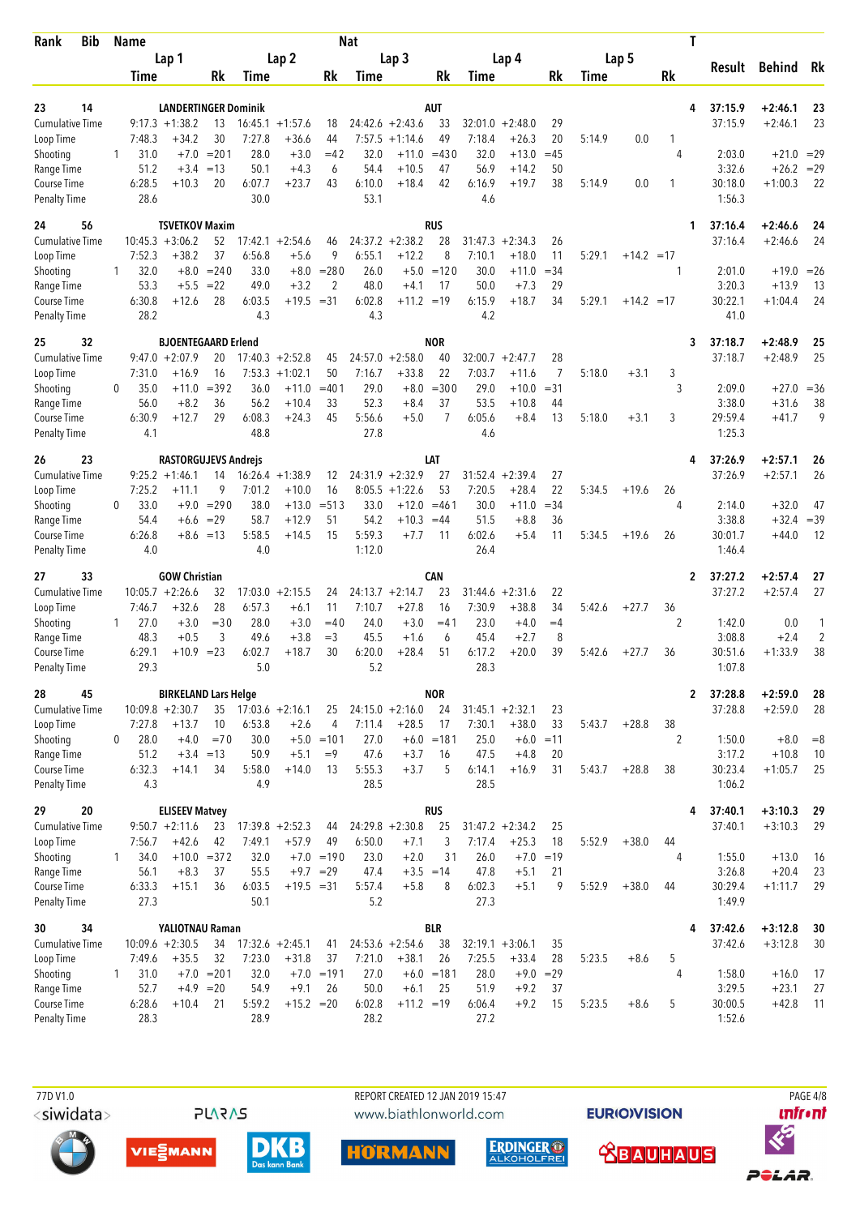| Rank | Bib | Name | | | | | | Nat | | | | | | | | | T | Result | Behind | Rk |
|---|---|---|---|---|---|---|---|---|---|---|---|---|---|---|---|---|---|---|---|---|
| | | Lap 1 | | | Lap 2 | | | Lap 3 | | | Lap 4 | | | Lap 5 | | | | | | |
| | | Time | | Rk | Time | | Rk | Time | | Rk | Time | | Rk | Time | | Rk | | | | |
| 23 | 14 | LANDERTINGER Dominik | | | | | | AUT | | | | | | | | | 4 | 37:15.9 | +2:46.1 | 23 |
| Cumulative Time | | 9:17.3 | +1:38.2 | 13 | 16:45.1 | +1:57.6 | 18 | 24:42.6 | +2:43.6 | 33 | 32:01.0 | +2:48.0 | 29 | | | | | 37:15.9 | +2:46.1 | 23 |
| Loop Time | | 7:48.3 | +34.2 | 30 | 7:27.8 | +36.6 | 44 | 7:57.5 | +1:14.6 | 49 | 7:18.4 | +26.3 | 20 | 5:14.9 | 0.0 | 1 | | | | |
| Shooting | 1 | 31.0 | +7.0 | =201 | 28.0 | +3.0 | =42 | 32.0 | +11.0 | =430 | 32.0 | +13.0 | =45 | | | | 4 | 2:03.0 | +21.0 | =29 |
| Range Time | | 51.2 | +3.4 | =13 | 50.1 | +4.3 | 6 | 54.4 | +10.5 | 47 | 56.9 | +14.2 | 50 | | | | | 3:32.6 | +26.2 | =29 |
| Course Time | | 6:28.5 | +10.3 | 20 | 6:07.7 | +23.7 | 43 | 6:10.0 | +18.4 | 42 | 6:16.9 | +19.7 | 38 | 5:14.9 | 0.0 | 1 | | 30:18.0 | +1:00.3 | 22 |
| Penalty Time | | 28.6 | | | 30.0 | | | 53.1 | | | 4.6 | | | | | | | 1:56.3 | | |
| 24 | 56 | TSVETKOV Maxim | | | | | | RUS | | | | | | | | | 1 | 37:16.4 | +2:46.6 | 24 |
| Cumulative Time | | 10:45.3 | +3:06.2 | 52 | 17:42.1 | +2:54.6 | 46 | 24:37.2 | +2:38.2 | 28 | 31:47.3 | +2:34.3 | 26 | | | | | 37:16.4 | +2:46.6 | 24 |
| Loop Time | | 7:52.3 | +38.2 | 37 | 6:56.8 | +5.6 | 9 | 6:55.1 | +12.2 | 8 | 7:10.1 | +18.0 | 11 | 5:29.1 | +14.2 | =17 | | | | |
| Shooting | 1 | 32.0 | +8.0 | =240 | 33.0 | +8.0 | =280 | 26.0 | +5.0 | =120 | 30.0 | +11.0 | =34 | | | | 1 | 2:01.0 | +19.0 | =26 |
| Range Time | | 53.3 | +5.5 | =22 | 49.0 | +3.2 | 2 | 48.0 | +4.1 | 17 | 50.0 | +7.3 | 29 | | | | | 3:20.3 | +13.9 | 13 |
| Course Time | | 6:30.8 | +12.6 | 28 | 6:03.5 | +19.5 | =31 | 6:02.8 | +11.2 | =19 | 6:15.9 | +18.7 | 34 | 5:29.1 | +14.2 | =17 | | 30:22.1 | +1:04.4 | 24 |
| Penalty Time | | 28.2 | | | 4.3 | | | 4.3 | | | 4.2 | | | | | | | 41.0 | | |
| 25 | 32 | BJOENTEGAARD Erlend | | | | | | NOR | | | | | | | | | 3 | 37:18.7 | +2:48.9 | 25 |
| Cumulative Time | | 9:47.0 | +2:07.9 | 20 | 17:40.3 | +2:52.8 | 45 | 24:57.0 | +2:58.0 | 40 | 32:00.7 | +2:47.7 | 28 | | | | | 37:18.7 | +2:48.9 | 25 |
| Loop Time | | 7:31.0 | +16.9 | 16 | 7:53.3 | +1:02.1 | 50 | 7:16.7 | +33.8 | 22 | 7:03.7 | +11.6 | 7 | 5:18.0 | +3.1 | 3 | | | | |
| Shooting | 0 | 35.0 | +11.0 | =392 | 36.0 | +11.0 | =401 | 29.0 | +8.0 | =300 | 29.0 | +10.0 | =31 | | | | 3 | 2:09.0 | +27.0 | =36 |
| Range Time | | 56.0 | +8.2 | 36 | 56.2 | +10.4 | 33 | 52.3 | +8.4 | 37 | 53.5 | +10.8 | 44 | | | | | 3:38.0 | +31.6 | 38 |
| Course Time | | 6:30.9 | +12.7 | 29 | 6:08.3 | +24.3 | 45 | 5:56.6 | +5.0 | 7 | 6:05.6 | +8.4 | 13 | 5:18.0 | +3.1 | 3 | | 29:59.4 | +41.7 | 9 |
| Penalty Time | | 4.1 | | | 48.8 | | | 27.8 | | | 4.6 | | | | | | | 1:25.3 | | |
| 26 | 23 | RASTORGUJEVS Andrejs | | | | | | LAT | | | | | | | | | 4 | 37:26.9 | +2:57.1 | 26 |
| Cumulative Time | | 9:25.2 | +1:46.1 | 14 | 16:26.4 | +1:38.9 | 12 | 24:31.9 | +2:32.9 | 27 | 31:52.4 | +2:39.4 | 27 | | | | | 37:26.9 | +2:57.1 | 26 |
| Loop Time | | 7:25.2 | +11.1 | 9 | 7:01.2 | +10.0 | 16 | 8:05.5 | +1:22.6 | 53 | 7:20.5 | +28.4 | 22 | 5:34.5 | +19.6 | 26 | | | | |
| Shooting | 0 | 33.0 | +9.0 | =290 | 38.0 | +13.0 | =513 | 33.0 | +12.0 | =461 | 30.0 | +11.0 | =34 | | | | 4 | 2:14.0 | +32.0 | 47 |
| Range Time | | 54.4 | +6.6 | =29 | 58.7 | +12.9 | 51 | 54.2 | +10.3 | =44 | 51.5 | +8.8 | 36 | | | | | 3:38.8 | +32.4 | =39 |
| Course Time | | 6:26.8 | +8.6 | =13 | 5:58.5 | +14.5 | 15 | 5:59.3 | +7.7 | 11 | 6:02.6 | +5.4 | 11 | 5:34.5 | +19.6 | 26 | | 30:01.7 | +44.0 | 12 |
| Penalty Time | | 4.0 | | | 4.0 | | | 1:12.0 | | | 26.4 | | | | | | | 1:46.4 | | |
| 27 | 33 | GOW Christian | | | | | | CAN | | | | | | | | | 2 | 37:27.2 | +2:57.4 | 27 |
| Cumulative Time | | 10:05.7 | +2:26.6 | 32 | 17:03.0 | +2:15.5 | 24 | 24:13.7 | +2:14.7 | 23 | 31:44.6 | +2:31.6 | 22 | | | | | 37:27.2 | +2:57.4 | 27 |
| Loop Time | | 7:46.7 | +32.6 | 28 | 6:57.3 | +6.1 | 11 | 7:10.7 | +27.8 | 16 | 7:30.9 | +38.8 | 34 | 5:42.6 | +27.7 | 36 | | | | |
| Shooting | 1 | 27.0 | +3.0 | =30 | 28.0 | +3.0 | =40 | 24.0 | +3.0 | =41 | 23.0 | +4.0 | =4 | | | | 2 | 1:42.0 | 0.0 | 1 |
| Range Time | | 48.3 | +0.5 | 3 | 49.6 | +3.8 | =3 | 45.5 | +1.6 | 6 | 45.4 | +2.7 | 8 | | | | | 3:08.8 | +2.4 | 2 |
| Course Time | | 6:29.1 | +10.9 | =23 | 6:02.7 | +18.7 | 30 | 6:20.0 | +28.4 | 51 | 6:17.2 | +20.0 | 39 | 5:42.6 | +27.7 | 36 | | 30:51.6 | +1:33.9 | 38 |
| Penalty Time | | 29.3 | | | 5.0 | | | 5.2 | | | 28.3 | | | | | | | 1:07.8 | | |
| 28 | 45 | BIRKELAND Lars Helge | | | | | | NOR | | | | | | | | | 2 | 37:28.8 | +2:59.0 | 28 |
| Cumulative Time | | 10:09.8 | +2:30.7 | 35 | 17:03.6 | +2:16.1 | 25 | 24:15.0 | +2:16.0 | 24 | 31:45.1 | +2:32.1 | 23 | | | | | 37:28.8 | +2:59.0 | 28 |
| Loop Time | | 7:27.8 | +13.7 | 10 | 6:53.8 | +2.6 | 4 | 7:11.4 | +28.5 | 17 | 7:30.1 | +38.0 | 33 | 5:43.7 | +28.8 | 38 | | | | |
| Shooting | 0 | 28.0 | +4.0 | =70 | 30.0 | +5.0 | =101 | 27.0 | +6.0 | =181 | 25.0 | +6.0 | =11 | | | | 2 | 1:50.0 | +8.0 | =8 |
| Range Time | | 51.2 | +3.4 | =13 | 50.9 | +5.1 | =9 | 47.6 | +3.7 | 16 | 47.5 | +4.8 | 20 | | | | | 3:17.2 | +10.8 | 10 |
| Course Time | | 6:32.3 | +14.1 | 34 | 5:58.0 | +14.0 | 13 | 5:55.3 | +3.7 | 5 | 6:14.1 | +16.9 | 31 | 5:43.7 | +28.8 | 38 | | 30:23.4 | +1:05.7 | 25 |
| Penalty Time | | 4.3 | | | 4.9 | | | 28.5 | | | 28.5 | | | | | | | 1:06.2 | | |
| 29 | 20 | ELISEEV Matvey | | | | | | RUS | | | | | | | | | 4 | 37:40.1 | +3:10.3 | 29 |
| Cumulative Time | | 9:50.7 | +2:11.6 | 23 | 17:39.8 | +2:52.3 | 44 | 24:29.8 | +2:30.8 | 25 | 31:47.2 | +2:34.2 | 25 | | | | | 37:40.1 | +3:10.3 | 29 |
| Loop Time | | 7:56.7 | +42.6 | 42 | 7:49.1 | +57.9 | 49 | 6:50.0 | +7.1 | 3 | 7:17.4 | +25.3 | 18 | 5:52.9 | +38.0 | 44 | | | | |
| Shooting | 1 | 34.0 | +10.0 | =372 | 32.0 | +7.0 | =190 | 23.0 | +2.0 | 31 | 26.0 | +7.0 | =19 | | | | 4 | 1:55.0 | +13.0 | 16 |
| Range Time | | 56.1 | +8.3 | 37 | 55.5 | +9.7 | =29 | 47.4 | +3.5 | =14 | 47.8 | +5.1 | 21 | | | | | 3:26.8 | +20.4 | 23 |
| Course Time | | 6:33.3 | +15.1 | 36 | 6:03.5 | +19.5 | =31 | 5:57.4 | +5.8 | 8 | 6:02.3 | +5.1 | 9 | 5:52.9 | +38.0 | 44 | | 30:29.4 | +1:11.7 | 29 |
| Penalty Time | | 27.3 | | | 50.1 | | | 5.2 | | | 27.3 | | | | | | | 1:49.9 | | |
| 30 | 34 | YALIOTNAU Raman | | | | | | BLR | | | | | | | | | 4 | 37:42.6 | +3:12.8 | 30 |
| Cumulative Time | | 10:09.6 | +2:30.5 | 34 | 17:32.6 | +2:45.1 | 41 | 24:53.6 | +2:54.6 | 38 | 32:19.1 | +3:06.1 | 35 | | | | | 37:42.6 | +3:12.8 | 30 |
| Loop Time | | 7:49.6 | +35.5 | 32 | 7:23.0 | +31.8 | 37 | 7:21.0 | +38.1 | 26 | 7:25.5 | +33.4 | 28 | 5:23.5 | +8.6 | 5 | | | | |
| Shooting | 1 | 31.0 | +7.0 | =201 | 32.0 | +7.0 | =191 | 27.0 | +6.0 | =181 | 28.0 | +9.0 | =29 | | | | 4 | 1:58.0 | +16.0 | 17 |
| Range Time | | 52.7 | +4.9 | =20 | 54.9 | +9.1 | 26 | 50.0 | +6.1 | 25 | 51.9 | +9.2 | 37 | | | | | 3:29.5 | +23.1 | 27 |
| Course Time | | 6:28.6 | +10.4 | 21 | 5:59.2 | +15.2 | =20 | 6:02.8 | +11.2 | =19 | 6:06.4 | +9.2 | 15 | 5:23.5 | +8.6 | 5 | | 30:00.5 | +42.8 | 11 |
| Penalty Time | | 28.3 | | | 28.9 | | | 28.2 | | | 27.2 | | | | | | | 1:52.6 | | |

77D V1.0 REPORT CREATED 12 JAN 2019 15:47 www.biathlonworld.com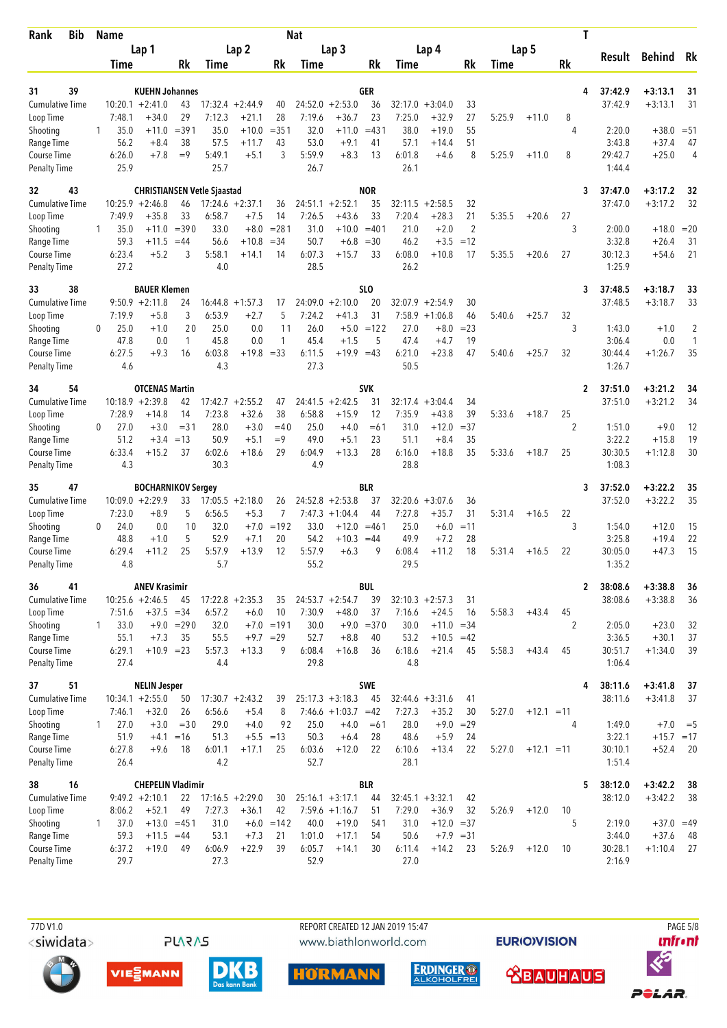| Rank | Bib | Name | | | | | | Nat | | | | | | | | | T | Result | Behind | Rk |
|---|---|---|---|---|---|---|---|---|---|---|---|---|---|---|---|---|---|---|---|---|
| | | Lap 1 | | | Lap 2 | | | Lap 3 | | | Lap 4 | | | Lap 5 | | | | | | |
| | | Time | | Rk | Time | | Rk | Time | | Rk | Time | | Rk | Time | | Rk | | | | |
| 31 | 39 | KUEHN Johannes | | | | | | GER | | | | | | | | | 4 | 37:42.9 | +3:13.1 | 31 |
| Cumulative Time | | 10:20.1 | +2:41.0 | 43 | 17:32.4 | +2:44.9 | 40 | 24:52.0 | +2:53.0 | 36 | 32:17.0 | +3:04.0 | 33 | | | | | 37:42.9 | +3:13.1 | 31 |
| Loop Time | | 7:48.1 | +34.0 | 29 | 7:12.3 | +21.1 | 28 | 7:19.6 | +36.7 | 23 | 7:25.0 | +32.9 | 27 | 5:25.9 | +11.0 | 8 | | | | |
| Shooting | 1 | 35.0 | +11.0 | =39 | 1 35.0 | +10.0 | =35 | 1 32.0 | +11.0 | =43 | 1 38.0 | +19.0 | 55 | | | | 4 | 2:20.0 | +38.0 | =51 |
| Range Time | | 56.2 | +8.4 | 38 | 57.5 | +11.7 | 43 | 53.0 | +9.1 | 41 | 57.1 | +14.4 | 51 | | | | | 3:43.8 | +37.4 | 47 |
| Course Time | | 6:26.0 | +7.8 | =9 | 5:49.1 | +5.1 | 3 | 5:59.9 | +8.3 | 13 | 6:01.8 | +4.6 | 8 | 5:25.9 | +11.0 | 8 | | 29:42.7 | +25.0 | 4 |
| Penalty Time | | 25.9 | | | 25.7 | | | 26.7 | | | 26.1 | | | | | | | 1:44.4 | | |
| 32 | 43 | CHRISTIANSEN Vetle Sjaastad | | | | | | NOR | | | | | | | | | 3 | 37:47.0 | +3:17.2 | 32 |
| Cumulative Time | | 10:25.9 | +2:46.8 | 46 | 17:24.6 | +2:37.1 | 36 | 24:51.1 | +2:52.1 | 35 | 32:11.5 | +2:58.5 | 32 | | | | | 37:47.0 | +3:17.2 | 32 |
| Loop Time | | 7:49.9 | +35.8 | 33 | 6:58.7 | +7.5 | 14 | 7:26.5 | +43.6 | 33 | 7:20.4 | +28.3 | 21 | 5:35.5 | +20.6 | 27 | | | | |
| Shooting | 1 | 35.0 | +11.0 | =39 | 0 33.0 | +8.0 | =28 | 1 31.0 | +10.0 | =40 | 1 21.0 | +2.0 | 2 | | | | 3 | 2:00.0 | +18.0 | =20 |
| Range Time | | 59.3 | +11.5 | =44 | 56.6 | +10.8 | =34 | 50.7 | +6.8 | =30 | 46.2 | +3.5 | =12 | | | | | 3:32.8 | +26.4 | 31 |
| Course Time | | 6:23.4 | +5.2 | 3 | 5:58.1 | +14.1 | 14 | 6:07.3 | +15.7 | 33 | 6:08.0 | +10.8 | 17 | 5:35.5 | +20.6 | 27 | | 30:12.3 | +54.6 | 21 |
| Penalty Time | | 27.2 | | | 4.0 | | | 28.5 | | | 26.2 | | | | | | | 1:25.9 | | |
| 33 | 38 | BAUER Klemen | | | | | | SLO | | | | | | | | | 3 | 37:48.5 | +3:18.7 | 33 |
| Cumulative Time | | 9:50.9 | +2:11.8 | 24 | 16:44.8 | +1:57.3 | 17 | 24:09.0 | +2:10.0 | 20 | 32:07.9 | +2:54.9 | 30 | | | | | 37:48.5 | +3:18.7 | 33 |
| Loop Time | | 7:19.9 | +5.8 | 3 | 6:53.9 | +2.7 | 5 | 7:24.2 | +41.3 | 31 | 7:58.9 | +1:06.8 | 46 | 5:40.6 | +25.7 | 32 | | | | |
| Shooting | 0 | 25.0 | +1.0 | 2 | 0 25.0 | 0.0 | 1 | 1 26.0 | +5.0 | =12 | 2 27.0 | +8.0 | =23 | | | | 3 | 1:43.0 | +1.0 | 2 |
| Range Time | | 47.8 | 0.0 | 1 | 45.8 | 0.0 | 1 | 45.4 | +1.5 | 5 | 47.4 | +4.7 | 19 | | | | | 3:06.4 | 0.0 | 1 |
| Course Time | | 6:27.5 | +9.3 | 16 | 6:03.8 | +19.8 | =33 | 6:11.5 | +19.9 | =43 | 6:21.0 | +23.8 | 47 | 5:40.6 | +25.7 | 32 | | 30:44.4 | +1:26.7 | 35 |
| Penalty Time | | 4.6 | | | 4.3 | | | 27.3 | | | 50.5 | | | | | | | 1:26.7 | | |
| 34 | 54 | OTCENAS Martin | | | | | | SVK | | | | | | | | | 2 | 37:51.0 | +3:21.2 | 34 |
| Cumulative Time | | 10:18.9 | +2:39.8 | 42 | 17:42.7 | +2:55.2 | 47 | 24:41.5 | +2:42.5 | 31 | 32:17.4 | +3:04.4 | 34 | | | | | 37:51.0 | +3:21.2 | 34 |
| Loop Time | | 7:28.9 | +14.8 | 14 | 7:23.8 | +32.6 | 38 | 6:58.7 | +15.9 | 12 | 7:35.9 | +43.8 | 39 | 5:33.6 | +18.7 | 25 | | | | |
| Shooting | 0 | 27.0 | +3.0 | =3 | 1 28.0 | +3.0 | =4 | 0 25.0 | +4.0 | =6 | 1 31.0 | +12.0 | =37 | | | | 2 | 1:51.0 | +9.0 | 12 |
| Range Time | | 51.2 | +3.4 | =13 | 50.9 | +5.1 | =9 | 49.0 | +5.1 | 23 | 51.1 | +8.4 | 35 | | | | | 3:22.2 | +15.8 | 19 |
| Course Time | | 6:33.4 | +15.2 | 37 | 6:02.6 | +18.6 | 29 | 6:04.9 | +13.3 | 28 | 6:16.0 | +18.8 | 35 | 5:33.6 | +18.7 | 25 | | 30:30.5 | +1:12.8 | 30 |
| Penalty Time | | 4.3 | | | 30.3 | | | 4.9 | | | 28.8 | | | | | | | 1:08.3 | | |
| 35 | 47 | BOCHARNIKOV Sergey | | | | | | BLR | | | | | | | | | 3 | 37:52.0 | +3:22.2 | 35 |
| Cumulative Time | | 10:09.0 | +2:29.9 | 33 | 17:05.5 | +2:18.0 | 26 | 24:52.8 | +2:53.8 | 37 | 32:20.6 | +3:07.6 | 36 | | | | | 37:52.0 | +3:22.2 | 35 |
| Loop Time | | 7:23.0 | +8.9 | 5 | 6:56.5 | +5.3 | 7 | 7:47.3 | +1:04.4 | 44 | 7:27.8 | +35.7 | 31 | 5:31.4 | +16.5 | 22 | | | | |
| Shooting | 0 | 24.0 | 0.0 | 1 | 0 32.0 | +7.0 | =19 | 2 33.0 | +12.0 | =46 | 1 25.0 | +6.0 | =11 | | | | 3 | 1:54.0 | +12.0 | 15 |
| Range Time | | 48.8 | +1.0 | 5 | 52.9 | +7.1 | 20 | 54.2 | +10.3 | =44 | 49.9 | +7.2 | 28 | | | | | 3:25.8 | +19.4 | 22 |
| Course Time | | 6:29.4 | +11.2 | 25 | 5:57.9 | +13.9 | 12 | 5:57.9 | +6.3 | 9 | 6:08.4 | +11.2 | 18 | 5:31.4 | +16.5 | 22 | | 30:05.0 | +47.3 | 15 |
| Penalty Time | | 4.8 | | | 5.7 | | | 55.2 | | | 29.5 | | | | | | | 1:35.2 | | |
| 36 | 41 | ANEV Krasimir | | | | | | BUL | | | | | | | | | 2 | 38:08.6 | +3:38.8 | 36 |
| Cumulative Time | | 10:25.6 | +2:46.5 | 45 | 17:22.8 | +2:35.3 | 35 | 24:53.7 | +2:54.7 | 39 | 32:10.3 | +2:57.3 | 31 | | | | | 38:08.6 | +3:38.8 | 36 |
| Loop Time | | 7:51.6 | +37.5 | =34 | 6:57.2 | +6.0 | 10 | 7:30.9 | +48.0 | 37 | 7:16.6 | +24.5 | 16 | 5:58.3 | +43.4 | 45 | | | | |
| Shooting | 1 | 33.0 | +9.0 | =29 | 0 32.0 | +7.0 | =19 | 1 30.0 | +9.0 | =37 | 0 30.0 | +11.0 | =34 | | | | 2 | 2:05.0 | +23.0 | 32 |
| Range Time | | 55.1 | +7.3 | 35 | 55.5 | +9.7 | =29 | 52.7 | +8.8 | 40 | 53.2 | +10.5 | =42 | | | | | 3:36.5 | +30.1 | 37 |
| Course Time | | 6:29.1 | +10.9 | =23 | 5:57.3 | +13.3 | 9 | 6:08.4 | +16.8 | 36 | 6:18.6 | +21.4 | 45 | 5:58.3 | +43.4 | 45 | | 30:51.7 | +1:34.0 | 39 |
| Penalty Time | | 27.4 | | | 4.4 | | | 29.8 | | | 4.8 | | | | | | | 1:06.4 | | |
| 37 | 51 | NELIN Jesper | | | | | | SWE | | | | | | | | | 4 | 38:11.6 | +3:41.8 | 37 |
| Cumulative Time | | 10:34.1 | +2:55.0 | 50 | 17:30.7 | +2:43.2 | 39 | 25:17.3 | +3:18.3 | 45 | 32:44.6 | +3:31.6 | 41 | | | | | 38:11.6 | +3:41.8 | 37 |
| Loop Time | | 7:46.1 | +32.0 | 26 | 6:56.6 | +5.4 | 8 | 7:46.6 | +1:03.7 | =42 | 7:27.3 | +35.2 | 30 | 5:27.0 | +12.1 | =11 | | | | |
| Shooting | 1 | 27.0 | +3.0 | =3 | 0 29.0 | +4.0 | 9 | 2 25.0 | +4.0 | =6 | 1 28.0 | +9.0 | =29 | | | | 4 | 1:49.0 | +7.0 | =5 |
| Range Time | | 51.9 | +4.1 | =16 | 51.3 | +5.5 | =13 | 50.3 | +6.4 | 28 | 48.6 | +5.9 | 24 | | | | | 3:22.1 | +15.7 | =17 |
| Course Time | | 6:27.8 | +9.6 | 18 | 6:01.1 | +17.1 | 25 | 6:03.6 | +12.0 | 22 | 6:10.6 | +13.4 | 22 | 5:27.0 | +12.1 | =11 | | 30:10.1 | +52.4 | 20 |
| Penalty Time | | 26.4 | | | 4.2 | | | 52.7 | | | 28.1 | | | | | | | 1:51.4 | | |
| 38 | 16 | CHEPELIN Vladimir | | | | | | BLR | | | | | | | | | 5 | 38:12.0 | +3:42.2 | 38 |
| Cumulative Time | | 9:49.2 | +2:10.1 | 22 | 17:16.5 | +2:29.0 | 30 | 25:16.1 | +3:17.1 | 44 | 32:45.1 | +3:32.1 | 42 | | | | | 38:12.0 | +3:42.2 | 38 |
| Loop Time | | 8:06.2 | +52.1 | 49 | 7:27.3 | +36.1 | 42 | 7:59.6 | +1:16.7 | 51 | 7:29.0 | +36.9 | 32 | 5:26.9 | +12.0 | 10 | | | | |
| Shooting | 1 | 37.0 | +13.0 | =45 | 1 31.0 | +6.0 | =14 | 2 40.0 | +19.0 | 54 | 1 31.0 | +12.0 | =37 | | | | 5 | 2:19.0 | +37.0 | =49 |
| Range Time | | 59.3 | +11.5 | =44 | 53.1 | +7.3 | 21 | 1:01.0 | +17.1 | 54 | 50.6 | +7.9 | =31 | | | | | 3:44.0 | +37.6 | 48 |
| Course Time | | 6:37.2 | +19.0 | 49 | 6:06.9 | +22.9 | 39 | 6:05.7 | +14.1 | 30 | 6:11.4 | +14.2 | 23 | 5:26.9 | +12.0 | 10 | | 30:28.1 | +1:10.4 | 27 |
| Penalty Time | | 29.7 | | | 27.3 | | | 52.9 | | | 27.0 | | | | | | | 2:16.9 | | |

77D V1.0 REPORT CREATED 12 JAN 2019 15:47 www.biathlonworld.com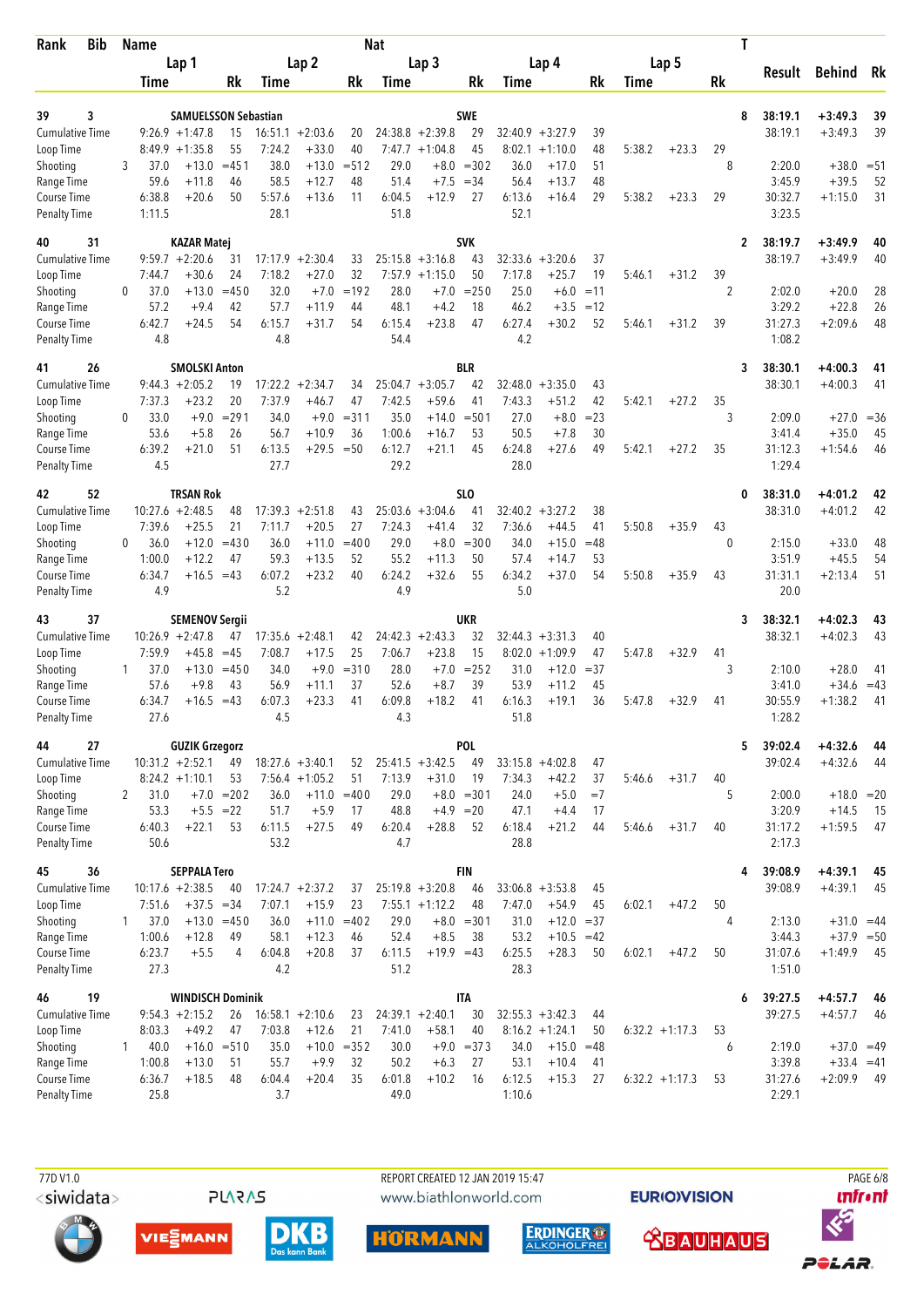| Rank | Bib | Name | | | Nat | | | | | | | | | | T | Result | Behind | Rk |
|---|---|---|---|---|---|---|---|---|---|---|---|---|---|---|---|---|---|---|
| | | Lap 1 | | | Lap 2 | | | Lap 3 | | | Lap 4 | | | Lap 5 | | | | |
| | | Time | | Rk | Time | | Rk | Time | | Rk | Time | | Rk | Time | | Rk | | |
| 39 | 3 | SAMUELSSON Sebastian | | | | | | SWE | | | | | | | 8 | 38:19.1 | +3:49.3 | 39 |
| Cumulative Time | | 9:26.9 | +1:47.8 | 15 | 16:51.1 | +2:03.6 | 20 | 24:38.8 | +2:39.8 | 29 | 32:40.9 | +3:27.9 | 39 | | | 38:19.1 | +3:49.3 | 39 |
| Loop Time | | 8:49.9 | +1:35.8 | 55 | 7:24.2 | +33.0 | 40 | 7:47.7 | +1:04.8 | 45 | 8:02.1 | +1:10.0 | 48 | 5:38.2 | +23.3 | 29 | | |
| Shooting | 3 | 37.0 | +13.0 | =451 | 38.0 | +13.0 | =512 | 29.0 | +8.0 | =302 | 36.0 | +17.0 | 51 | | 8 | 2:20.0 | +38.0 | =51 |
| Range Time | | 59.6 | +11.8 | 46 | 58.5 | +12.7 | 48 | 51.4 | +7.5 | =34 | 56.4 | +13.7 | 48 | | | 3:45.9 | +39.5 | 52 |
| Course Time | | 6:38.8 | +20.6 | 50 | 5:57.6 | +13.6 | 11 | 6:04.5 | +12.9 | 27 | 6:13.6 | +16.4 | 29 | 5:38.2 | +23.3 | 29 | 30:32.7 | +1:15.0 | 31 |
| Penalty Time | | 1:11.5 | | | 28.1 | | | 51.8 | | | 52.1 | | | | | | 3:23.5 | | |
| 40 | 31 | KAZAR Matej | | | | | | SVK | | | | | | | 2 | 38:19.7 | +3:49.9 | 40 |
| Cumulative Time | | 9:59.7 | +2:20.6 | 31 | 17:17.9 | +2:30.4 | 33 | 25:15.8 | +3:16.8 | 43 | 32:33.6 | +3:20.6 | 37 | | | 38:19.7 | +3:49.9 | 40 |
| Loop Time | | 7:44.7 | +30.6 | 24 | 7:18.2 | +27.0 | 32 | 7:57.9 | +1:15.0 | 50 | 7:17.8 | +25.7 | 19 | 5:46.1 | +31.2 | 39 | | |
| Shooting | 0 | 37.0 | +13.0 | =450 | 32.0 | +7.0 | =192 | 28.0 | +7.0 | =250 | 25.0 | +6.0 | =11 | | 2 | 2:02.0 | +20.0 | 28 |
| Range Time | | 57.2 | +9.4 | 42 | 57.7 | +11.9 | 44 | 48.1 | +4.2 | 18 | 46.2 | +3.5 | =12 | | | 3:29.2 | +22.8 | 26 |
| Course Time | | 6:42.7 | +24.5 | 54 | 6:15.7 | +31.7 | 54 | 6:15.4 | +23.8 | 47 | 6:27.4 | +30.2 | 52 | 5:46.1 | +31.2 | 39 | 31:27.3 | +2:09.6 | 48 |
| Penalty Time | | 4.8 | | | 4.8 | | | 54.4 | | | 4.2 | | | | | | 1:08.2 | | |
| 41 | 26 | SMOLSKI Anton | | | | | | BLR | | | | | | | 3 | 38:30.1 | +4:00.3 | 41 |
| Cumulative Time | | 9:44.3 | +2:05.2 | 19 | 17:22.2 | +2:34.7 | 34 | 25:04.7 | +3:05.7 | 42 | 32:48.0 | +3:35.0 | 43 | | | 38:30.1 | +4:00.3 | 41 |
| Loop Time | | 7:37.3 | +23.2 | 20 | 7:37.9 | +46.7 | 47 | 7:42.5 | +59.6 | 41 | 7:43.3 | +51.2 | 42 | 5:42.1 | +27.2 | 35 | | |
| Shooting | 0 | 33.0 | +9.0 | =291 | 34.0 | +9.0 | =311 | 35.0 | +14.0 | =501 | 27.0 | +8.0 | =23 | | 3 | 2:09.0 | +27.0 | =36 |
| Range Time | | 53.6 | +5.8 | 26 | 56.7 | +10.9 | 36 | 1:00.6 | +16.7 | 53 | 50.5 | +7.8 | 30 | | | 3:41.4 | +35.0 | 45 |
| Course Time | | 6:39.2 | +21.0 | 51 | 6:13.5 | +29.5 | =50 | 6:12.7 | +21.1 | 45 | 6:24.8 | +27.6 | 49 | 5:42.1 | +27.2 | 35 | 31:12.3 | +1:54.6 | 46 |
| Penalty Time | | 4.5 | | | 27.7 | | | 29.2 | | | 28.0 | | | | | | 1:29.4 | | |
| 42 | 52 | TRSAN Rok | | | | | | SLO | | | | | | | 0 | 38:31.0 | +4:01.2 | 42 |
| Cumulative Time | | 10:27.6 | +2:48.5 | 48 | 17:39.3 | +2:51.8 | 43 | 25:03.6 | +3:04.6 | 41 | 32:40.2 | +3:27.2 | 38 | | | 38:31.0 | +4:01.2 | 42 |
| Loop Time | | 7:39.6 | +25.5 | 21 | 7:11.7 | +20.5 | 27 | 7:24.3 | +41.4 | 32 | 7:36.6 | +44.5 | 41 | 5:50.8 | +35.9 | 43 | | |
| Shooting | 0 | 36.0 | +12.0 | =430 | 36.0 | +11.0 | =400 | 29.0 | +8.0 | =300 | 34.0 | +15.0 | =48 | | 0 | 2:15.0 | +33.0 | 48 |
| Range Time | | 1:00.0 | +12.2 | 47 | 59.3 | +13.5 | 52 | 55.2 | +11.3 | 50 | 57.4 | +14.7 | 53 | | | 3:51.9 | +45.5 | 54 |
| Course Time | | 6:34.7 | +16.5 | =43 | 6:07.2 | +23.2 | 40 | 6:24.2 | +32.6 | 55 | 6:34.2 | +37.0 | 54 | 5:50.8 | +35.9 | 43 | 31:31.1 | +2:13.4 | 51 |
| Penalty Time | | 4.9 | | | 5.2 | | | 4.9 | | | 5.0 | | | | | | 20.0 | | |
| 43 | 37 | SEMENOV Sergii | | | | | | UKR | | | | | | | 3 | 38:32.1 | +4:02.3 | 43 |
| Cumulative Time | | 10:26.9 | +2:47.8 | 47 | 17:35.6 | +2:48.1 | 42 | 24:42.3 | +2:43.3 | 32 | 32:44.3 | +3:31.3 | 40 | | | 38:32.1 | +4:02.3 | 43 |
| Loop Time | | 7:59.9 | +45.8 | =45 | 7:08.7 | +17.5 | 25 | 7:06.7 | +23.8 | 15 | 8:02.0 | +1:09.9 | 47 | 5:47.8 | +32.9 | 41 | | |
| Shooting | 1 | 37.0 | +13.0 | =450 | 34.0 | +9.0 | =310 | 28.0 | +7.0 | =252 | 31.0 | +12.0 | =37 | | 3 | 2:10.0 | +28.0 | 41 |
| Range Time | | 57.6 | +9.8 | 43 | 56.9 | +11.1 | 37 | 52.6 | +8.7 | 39 | 53.9 | +11.2 | 45 | | | 3:41.0 | +34.6 | =43 |
| Course Time | | 6:34.7 | +16.5 | =43 | 6:07.3 | +23.3 | 41 | 6:09.8 | +18.2 | 41 | 6:16.3 | +19.1 | 36 | 5:47.8 | +32.9 | 41 | 30:55.9 | +1:38.2 | 41 |
| Penalty Time | | 27.6 | | | 4.5 | | | 4.3 | | | 51.8 | | | | | | 1:28.2 | | |
| 44 | 27 | GUZIK Grzegorz | | | | | | POL | | | | | | | 5 | 39:02.4 | +4:32.6 | 44 |
| Cumulative Time | | 10:31.2 | +2:52.1 | 49 | 18:27.6 | +3:40.1 | 52 | 25:41.5 | +3:42.5 | 49 | 33:15.8 | +4:02.8 | 47 | | | 39:02.4 | +4:32.6 | 44 |
| Loop Time | | 8:24.2 | +1:10.1 | 53 | 7:56.4 | +1:05.2 | 51 | 7:13.9 | +31.0 | 19 | 7:34.3 | +42.2 | 37 | 5:46.6 | +31.7 | 40 | | |
| Shooting | 2 | 31.0 | +7.0 | =202 | 36.0 | +11.0 | =400 | 29.0 | +8.0 | =301 | 24.0 | +5.0 | =7 | | 5 | 2:00.0 | +18.0 | =20 |
| Range Time | | 53.3 | +5.5 | =22 | 51.7 | +5.9 | 17 | 48.8 | +4.9 | =20 | 47.1 | +4.4 | 17 | | | 3:20.9 | +14.5 | 15 |
| Course Time | | 6:40.3 | +22.1 | 53 | 6:11.5 | +27.5 | 49 | 6:20.4 | +28.8 | 52 | 6:18.4 | +21.2 | 44 | 5:46.6 | +31.7 | 40 | 31:17.2 | +1:59.5 | 47 |
| Penalty Time | | 50.6 | | | 53.2 | | | 4.7 | | | 28.8 | | | | | | 2:17.3 | | |
| 45 | 36 | SEPPALA Tero | | | | | | FIN | | | | | | | 4 | 39:08.9 | +4:39.1 | 45 |
| Cumulative Time | | 10:17.6 | +2:38.5 | 40 | 17:24.7 | +2:37.2 | 37 | 25:19.8 | +3:20.8 | 46 | 33:06.8 | +3:53.8 | 45 | | | 39:08.9 | +4:39.1 | 45 |
| Loop Time | | 7:51.6 | +37.5 | =34 | 7:07.1 | +15.9 | 23 | 7:55.1 | +1:12.2 | 48 | 7:47.0 | +54.9 | 45 | 6:02.1 | +47.2 | 50 | | |
| Shooting | 1 | 37.0 | +13.0 | =450 | 36.0 | +11.0 | =402 | 29.0 | +8.0 | =301 | 31.0 | +12.0 | =37 | | 4 | 2:13.0 | +31.0 | =44 |
| Range Time | | 1:00.6 | +12.8 | 49 | 58.1 | +12.3 | 46 | 52.4 | +8.5 | 38 | 53.2 | +10.5 | =42 | | | 3:44.3 | +37.9 | =50 |
| Course Time | | 6:23.7 | +5.5 | 4 | 6:04.8 | +20.8 | 37 | 6:11.5 | +19.9 | =43 | 6:25.5 | +28.3 | 50 | 6:02.1 | +47.2 | 50 | 31:07.6 | +1:49.9 | 45 |
| Penalty Time | | 27.3 | | | 4.2 | | | 51.2 | | | 28.3 | | | | | | 1:51.0 | | |
| 46 | 19 | WINDISCH Dominik | | | | | | ITA | | | | | | | 6 | 39:27.5 | +4:57.7 | 46 |
| Cumulative Time | | 9:54.3 | +2:15.2 | 26 | 16:58.1 | +2:10.6 | 23 | 24:39.1 | +2:40.1 | 30 | 32:55.3 | +3:42.3 | 44 | | | 39:27.5 | +4:57.7 | 46 |
| Loop Time | | 8:03.3 | +49.2 | 47 | 7:03.8 | +12.6 | 21 | 7:41.0 | +58.1 | 40 | 8:16.2 | +1:24.1 | 50 | 6:32.2 | +1:17.3 | 53 | | |
| Shooting | 1 | 40.0 | +16.0 | =510 | 35.0 | +10.0 | =352 | 30.0 | +9.0 | =373 | 34.0 | +15.0 | =48 | | 6 | 2:19.0 | +37.0 | =49 |
| Range Time | | 1:00.8 | +13.0 | 51 | 55.7 | +9.9 | 32 | 50.2 | +6.3 | 27 | 53.1 | +10.4 | 41 | | | 3:39.8 | +33.4 | =41 |
| Course Time | | 6:36.7 | +18.5 | 48 | 6:04.4 | +20.4 | 35 | 6:01.8 | +10.2 | 16 | 6:12.5 | +15.3 | 27 | 6:32.2 | +1:17.3 | 53 | 31:27.6 | +2:09.9 | 49 |
| Penalty Time | | 25.8 | | | 3.7 | | | 49.0 | | | 1:10.6 | | | | | | 2:29.1 | | |

77D V1.0 REPORT CREATED 12 JAN 2019 15:47 www.biathlonworld.com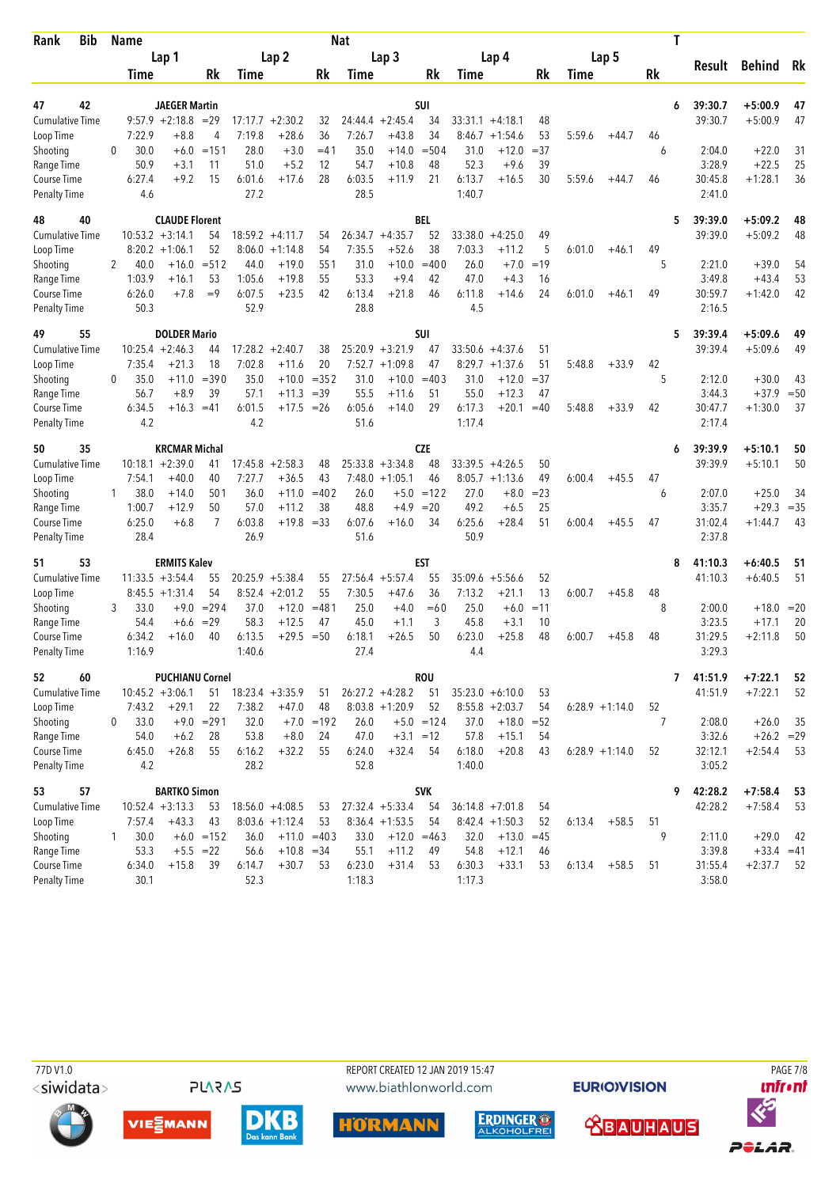| Rank | Bib | Name | | | Nat | | | | | | | | | | T | Result | Behind | Rk |
|---|---|---|---|---|---|---|---|---|---|---|---|---|---|---|---|---|---|---|
| | | Lap 1 | | | Lap 2 | | | Lap 3 | | | Lap 4 | | | Lap 5 | | | | |
| | | Time | | Rk | Time | | Rk | Time | | Rk | Time | | Rk | Time | | Rk | | |
| **47** | **42** | **JAEGER Martin** | | | | | | **SUI** | | | | | | | **6** | **39:30.7** | **+5:00.9** | **47** |
| Cumulative Time | | 9:57.9 | +2:18.8 | =29 | 17:17.7 | +2:30.2 | 32 | 24:44.4 | +2:45.4 | 34 | 33:31.1 | +4:18.1 | 48 | | | | 39:30.7 | +5:00.9 | 47 |
| Loop Time | | 7:22.9 | +8.8 | 4 | 7:19.8 | +28.6 | 36 | 7:26.7 | +43.8 | 34 | 8:46.7 | +1:54.6 | 53 | 5:59.6 | +44.7 | 46 | | | |
| Shooting | 0 | 30.0 | +6.0 | =151 | 28.0 | +3.0 | =41 | 35.0 | +14.0 | =504 | 31.0 | +12.0 | =37 | | | 6 | 2:04.0 | +22.0 | 31 |
| Range Time | | 50.9 | +3.1 | 11 | 51.0 | +5.2 | 12 | 54.7 | +10.8 | 48 | 52.3 | +9.6 | 39 | | | | 3:28.9 | +22.5 | 25 |
| Course Time | | 6:27.4 | +9.2 | 15 | 6:01.6 | +17.6 | 28 | 6:03.5 | +11.9 | 21 | 6:13.7 | +16.5 | 30 | 5:59.6 | +44.7 | 46 | 30:45.8 | +1:28.1 | 36 |
| Penalty Time | | 4.6 | | | 27.2 | | | 28.5 | | | 1:40.7 | | | | | | 2:41.0 | | |
| **48** | **40** | **CLAUDE Florent** | | | | | | **BEL** | | | | | | | **5** | **39:39.0** | **+5:09.2** | **48** |
| Cumulative Time | | 10:53.2 | +3:14.1 | 54 | 18:59.2 | +4:11.7 | 54 | 26:34.7 | +4:35.7 | 52 | 33:38.0 | +4:25.0 | 49 | | | | 39:39.0 | +5:09.2 | 48 |
| Loop Time | | 8:20.2 | +1:06.1 | 52 | 8:06.0 | +1:14.8 | 54 | 7:35.5 | +52.6 | 38 | 7:03.3 | +11.2 | 5 | 6:01.0 | +46.1 | 49 | | | |
| Shooting | 2 | 40.0 | +16.0 | =512 | 44.0 | +19.0 | 551 | 31.0 | +10.0 | =400 | 26.0 | +7.0 | =19 | | | 5 | 2:21.0 | +39.0 | 54 |
| Range Time | | 1:03.9 | +16.1 | 53 | 1:05.6 | +19.8 | 55 | 53.3 | +9.4 | 42 | 47.0 | +4.3 | 16 | | | | 3:49.8 | +43.4 | 53 |
| Course Time | | 6:26.0 | +7.8 | =9 | 6:07.5 | +23.5 | 42 | 6:13.4 | +21.8 | 46 | 6:11.8 | +14.6 | 24 | 6:01.0 | +46.1 | 49 | 30:59.7 | +1:42.0 | 42 |
| Penalty Time | | 50.3 | | | 52.9 | | | 28.8 | | | 4.5 | | | | | | 2:16.5 | | |
| **49** | **55** | **DOLDER Mario** | | | | | | **SUI** | | | | | | | **5** | **39:39.4** | **+5:09.6** | **49** |
| Cumulative Time | | 10:25.4 | +2:46.3 | 44 | 17:28.2 | +2:40.7 | 38 | 25:20.9 | +3:21.9 | 47 | 33:50.6 | +4:37.6 | 51 | | | | 39:39.4 | +5:09.6 | 49 |
| Loop Time | | 7:35.4 | +21.3 | 18 | 7:02.8 | +11.6 | 20 | 7:52.7 | +1:09.8 | 47 | 8:29.7 | +1:37.6 | 51 | 5:48.8 | +33.9 | 42 | | | |
| Shooting | 0 | 35.0 | +11.0 | =390 | 35.0 | +10.0 | =352 | 31.0 | +10.0 | =403 | 31.0 | +12.0 | =37 | | | 5 | 2:12.0 | +30.0 | 43 |
| Range Time | | 56.7 | +8.9 | 39 | 57.1 | +11.3 | =39 | 55.5 | +11.6 | 51 | 55.0 | +12.3 | 47 | | | | 3:44.3 | +37.9 | =50 |
| Course Time | | 6:34.5 | +16.3 | =41 | 6:01.5 | +17.5 | =26 | 6:05.6 | +14.0 | 29 | 6:17.3 | +20.1 | =40 | 5:48.8 | +33.9 | 42 | 30:47.7 | +1:30.0 | 37 |
| Penalty Time | | 4.2 | | | 4.2 | | | 51.6 | | | 1:17.4 | | | | | | 2:17.4 | | |
| **50** | **35** | **KRCMAR Michal** | | | | | | **CZE** | | | | | | | **6** | **39:39.9** | **+5:10.1** | **50** |
| Cumulative Time | | 10:18.1 | +2:39.0 | 41 | 17:45.8 | +2:58.3 | 48 | 25:33.8 | +3:34.8 | 48 | 33:39.5 | +4:26.5 | 50 | | | | 39:39.9 | +5:10.1 | 50 |
| Loop Time | | 7:54.1 | +40.0 | 40 | 7:27.7 | +36.5 | 43 | 7:48.0 | +1:05.1 | 46 | 8:05.7 | +1:13.6 | 49 | 6:00.4 | +45.5 | 47 | | | |
| Shooting | 1 | 38.0 | +14.0 | 501 | 36.0 | +11.0 | =402 | 26.0 | +5.0 | =122 | 27.0 | +8.0 | =23 | | | 6 | 2:07.0 | +25.0 | 34 |
| Range Time | | 1:00.7 | +12.9 | 50 | 57.0 | +11.2 | 38 | 48.8 | +4.9 | =20 | 49.2 | +6.5 | 25 | | | | 3:35.7 | +29.3 | =35 |
| Course Time | | 6:25.0 | +6.8 | 7 | 6:03.8 | +19.8 | =33 | 6:07.6 | +16.0 | 34 | 6:25.6 | +28.4 | 51 | 6:00.4 | +45.5 | 47 | 31:02.4 | +1:44.7 | 43 |
| Penalty Time | | 28.4 | | | 26.9 | | | 51.6 | | | 50.9 | | | | | | 2:37.8 | | |
| **51** | **53** | **ERMITS Kalev** | | | | | | **EST** | | | | | | | **8** | **41:10.3** | **+6:40.5** | **51** |
| Cumulative Time | | 11:33.5 | +3:54.4 | 55 | 20:25.9 | +5:38.4 | 55 | 27:56.4 | +5:57.4 | 55 | 35:09.6 | +5:56.6 | 52 | | | | 41:10.3 | +6:40.5 | 51 |
| Loop Time | | 8:45.5 | +1:31.4 | 54 | 8:52.4 | +2:01.2 | 55 | 7:30.5 | +47.6 | 36 | 7:13.2 | +21.1 | 13 | 6:00.7 | +45.8 | 48 | | | |
| Shooting | 3 | 33.0 | +9.0 | =294 | 37.0 | +12.0 | =481 | 25.0 | +4.0 | =60 | 25.0 | +6.0 | =11 | | | 8 | 2:00.0 | +18.0 | =20 |
| Range Time | | 54.4 | +6.6 | =29 | 58.3 | +12.5 | 47 | 45.0 | +1.1 | 3 | 45.8 | +3.1 | 10 | | | | 3:23.5 | +17.1 | 20 |
| Course Time | | 6:34.2 | +16.0 | 40 | 6:13.5 | +29.5 | =50 | 6:18.1 | +26.5 | 50 | 6:23.0 | +25.8 | 48 | 6:00.7 | +45.8 | 48 | 31:29.5 | +2:11.8 | 50 |
| Penalty Time | | 1:16.9 | | | 1:40.6 | | | 27.4 | | | 4.4 | | | | | | 3:29.3 | | |
| **52** | **60** | **PUCHIANU Cornel** | | | | | | **ROU** | | | | | | | **7** | **41:51.9** | **+7:22.1** | **52** |
| Cumulative Time | | 10:45.2 | +3:06.1 | 51 | 18:23.4 | +3:35.9 | 51 | 26:27.2 | +4:28.2 | 51 | 35:23.0 | +6:10.0 | 53 | | | | 41:51.9 | +7:22.1 | 52 |
| Loop Time | | 7:43.2 | +29.1 | 22 | 7:38.2 | +47.0 | 48 | 8:03.8 | +1:20.9 | 52 | 8:55.8 | +2:03.7 | 54 | 6:28.9 | +1:14.0 | 52 | | | |
| Shooting | 0 | 33.0 | +9.0 | =291 | 32.0 | +7.0 | =192 | 26.0 | +5.0 | =124 | 37.0 | +18.0 | =52 | | | 7 | 2:08.0 | +26.0 | 35 |
| Range Time | | 54.0 | +6.2 | 28 | 53.8 | +8.0 | 24 | 47.0 | +3.1 | =12 | 57.8 | +15.1 | 54 | | | | 3:32.6 | +26.2 | =29 |
| Course Time | | 6:45.0 | +26.8 | 55 | 6:16.2 | +32.2 | 55 | 6:24.0 | +32.4 | 54 | 6:18.0 | +20.8 | 43 | 6:28.9 | +1:14.0 | 52 | 32:12.1 | +2:54.4 | 53 |
| Penalty Time | | 4.2 | | | 28.2 | | | 52.8 | | | 1:40.0 | | | | | | 3:05.2 | | |
| **53** | **57** | **BARTKO Simon** | | | | | | **SVK** | | | | | | | **9** | **42:28.2** | **+7:58.4** | **53** |
| Cumulative Time | | 10:52.4 | +3:13.3 | 53 | 18:56.0 | +4:08.5 | 53 | 27:32.4 | +5:33.4 | 54 | 36:14.8 | +7:01.8 | 54 | | | | 42:28.2 | +7:58.4 | 53 |
| Loop Time | | 7:57.4 | +43.3 | 43 | 8:03.6 | +1:12.4 | 53 | 8:36.4 | +1:53.5 | 54 | 8:42.4 | +1:50.3 | 52 | 6:13.4 | +58.5 | 51 | | | |
| Shooting | 1 | 30.0 | +6.0 | =152 | 36.0 | +11.0 | =403 | 33.0 | +12.0 | =463 | 32.0 | +13.0 | =45 | | | 9 | 2:11.0 | +29.0 | 42 |
| Range Time | | 53.3 | +5.5 | =22 | 56.6 | +10.8 | =34 | 55.1 | +11.2 | 49 | 54.8 | +12.1 | 46 | | | | 3:39.8 | +33.4 | =41 |
| Course Time | | 6:34.0 | +15.8 | 39 | 6:14.7 | +30.7 | 53 | 6:23.0 | +31.4 | 53 | 6:30.3 | +33.1 | 53 | 6:13.4 | +58.5 | 51 | 31:55.4 | +2:37.7 | 52 |
| Penalty Time | | 30.1 | | | 52.3 | | | 1:18.3 | | | 1:17.3 | | | | | | 3:58.0 | | |

77D V1.0 REPORT CREATED 12 JAN 2019 15:47 www.biathlonworld.com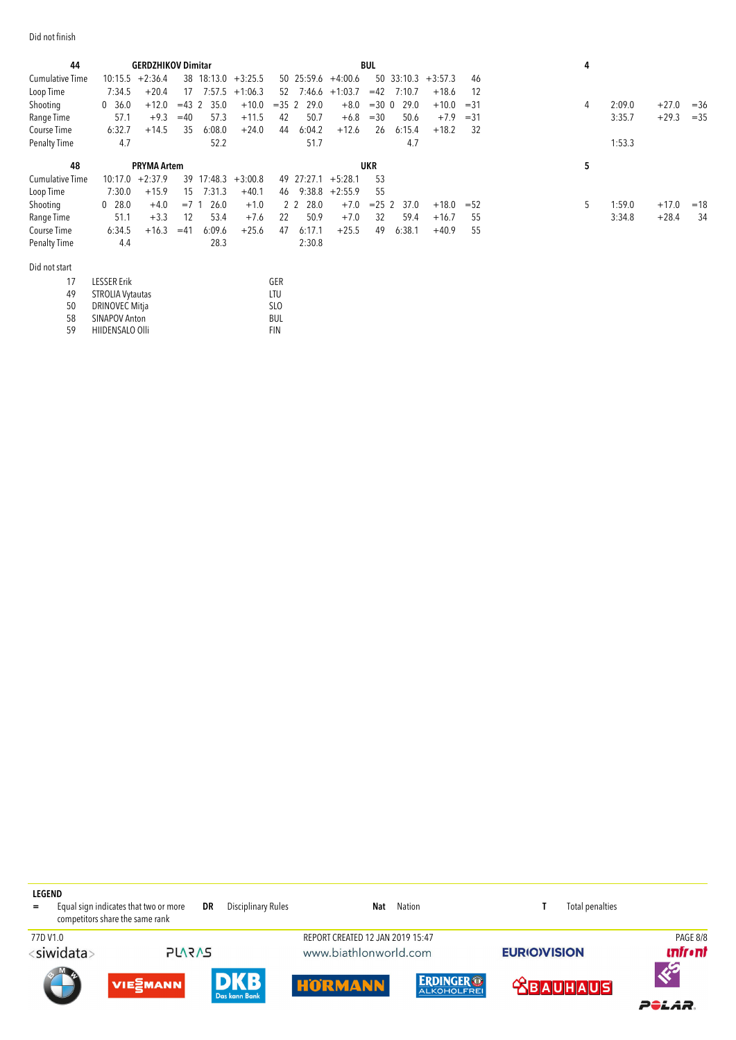Did not finish

| 44 | GERDZHIKOV Dimitar | | | | | | | | | BUL | | | | | | | | 4 | | | |
|---|---|---|---|---|---|---|---|---|---|---|---|---|---|---|---|---|---|---|---|---|---|
| Cumulative Time | | 10:15.5 | +2:36.4 | 38 | | 18:13.0 | +3:25.5 | 50 | | 25:59.6 | +4:00.6 | 50 | | 33:10.3 | +3:57.3 | 46 | | | | | |
| Loop Time | | 7:34.5 | +20.4 | 17 | | 7:57.5 | +1:06.3 | 52 | | 7:46.6 | +1:03.7 | =42 | | 7:10.7 | +18.6 | 12 | | | | | |
| Shooting | 0 | 36.0 | +12.0 | =43 | 2 | 35.0 | +10.0 | =35 | 2 | 29.0 | +8.0 | =30 | 0 | 29.0 | +10.0 | =31 | | 4 | 2:09.0 | +27.0 | =36 |
| Range Time | | 57.1 | +9.3 | =40 | | 57.3 | +11.5 | 42 | | 50.7 | +6.8 | =30 | | 50.6 | +7.9 | =31 | | | 3:35.7 | +29.3 | =35 |
| Course Time | | 6:32.7 | +14.5 | 35 | | 6:08.0 | +24.0 | 44 | | 6:04.2 | +12.6 | 26 | | 6:15.4 | +18.2 | 32 | | | | | |
| Penalty Time | | 4.7 | | | | 52.2 | | | | 51.7 | | | | 4.7 | | | | | 1:53.3 | | |
| **48** | **PRYMA Artem** | | | | | | | | | **UKR** | | | | | | | | **5** | | | |
| Cumulative Time | | 10:17.0 | +2:37.9 | 39 | | 17:48.3 | +3:00.8 | 49 | | 27:27.1 | +5:28.1 | 53 | | | | | | | | | |
| Loop Time | | 7:30.0 | +15.9 | 15 | | 7:31.3 | +40.1 | 46 | | 9:38.8 | +2:55.9 | 55 | | | | | | | | | |
| Shooting | 0 | 28.0 | +4.0 | =7 | 1 | 26.0 | +1.0 | 2 | 2 | 28.0 | +7.0 | =25 | 2 | 37.0 | +18.0 | =52 | | 5 | 1:59.0 | +17.0 | =18 |
| Range Time | | 51.1 | +3.3 | 12 | | 53.4 | +7.6 | 22 | | 50.9 | +7.0 | 32 | | 59.4 | +16.7 | 55 | | | 3:34.8 | +28.4 | 34 |
| Course Time | | 6:34.5 | +16.3 | =41 | | 6:09.6 | +25.6 | 47 | | 6:17.1 | +25.5 | 49 | | 6:38.1 | +40.9 | 55 | | | | | |
| Penalty Time | | 4.4 | | | | 28.3 | | | | 2:30.8 | | | | | | | | | | | |

Did not start

| | | |
|---|---|---|
| 17 | LESSER Erik | GER |
| 49 | STROLIA Vytautas | LTU |
| 50 | DRINOVEC Mitja | SLO |
| 58 | SINAPOV Anton | BUL |
| 59 | HIIDENSALO Olli | FIN |

**LEGEND**

| | | | | | | | |
|---|---|---|---|---|---|---|---|
| = | Equal sign indicates that two or more competitors share the same rank | DR | Disciplinary Rules | Nat | Nation | T | Total penalties |

77D V1.0 REPORT CREATED 12 JAN 2019 15:47

www.biathlonworld.com